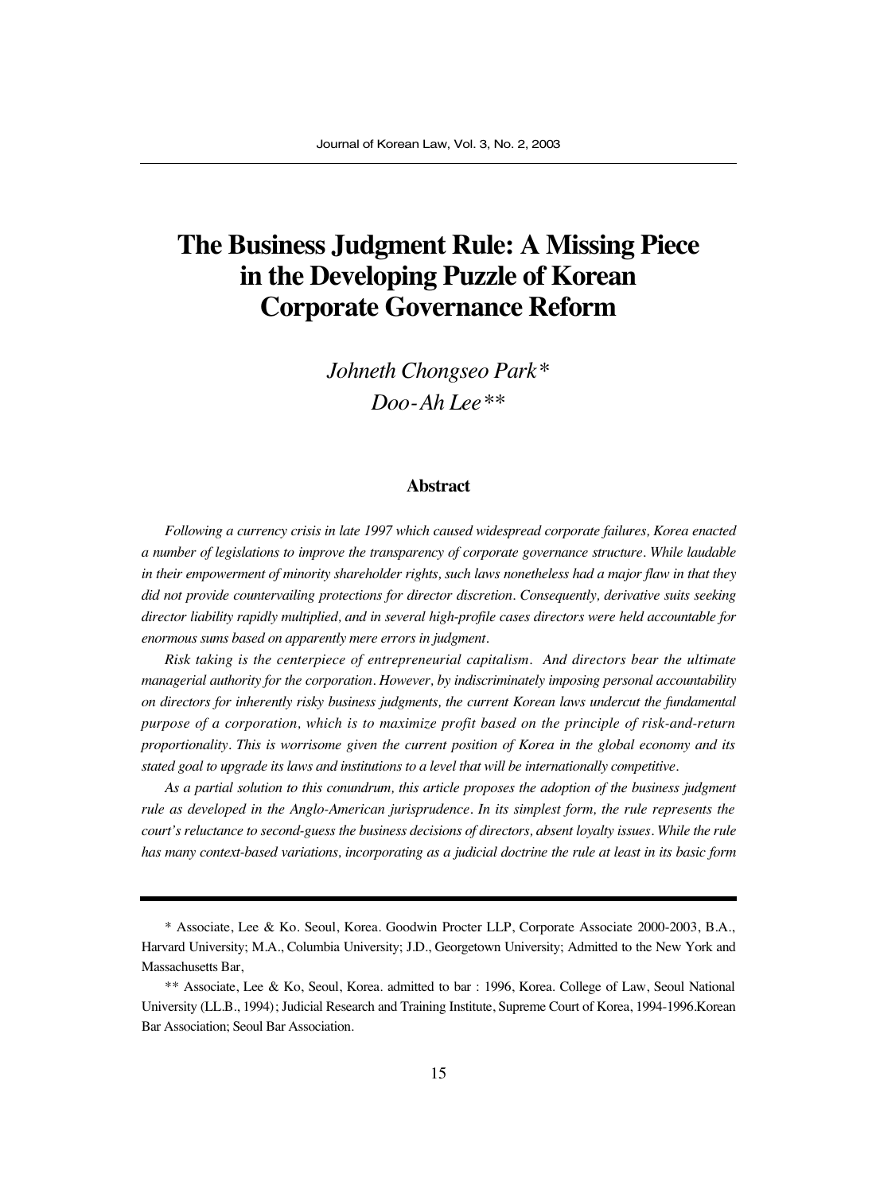# The Business Judgment Rule: A Missing Piece in the Developing Puzzle of Korean Corporate Governance Reform

*Johneth Chongseo Park\**
*Doo-Ah Lee\*\**

## Abstract

*Following a currency crisis in late 1997 which caused widespread corporate failures, Korea enacted a number of legislations to improve the transparency of corporate governance structure. While laudable in their empowerment of minority shareholder rights, such laws nonetheless had a major flaw in that they did not provide countervailing protections for director discretion. Consequently, derivative suits seeking director liability rapidly multiplied, and in several high-profile cases directors were held accountable for enormous sums based on apparently mere errors in judgment.*

*Risk taking is the centerpiece of entrepreneurial capitalism. And directors bear the ultimate managerial authority for the corporation. However, by indiscriminately imposing personal accountability on directors for inherently risky business judgments, the current Korean laws undercut the fundamental purpose of a corporation, which is to maximize profit based on the principle of risk-and-return proportionality. This is worrisome given the current position of Korea in the global economy and its stated goal to upgrade its laws and institutions to a level that will be internationally competitive.*

*As a partial solution to this conundrum, this article proposes the adoption of the business judgment rule as developed in the Anglo-American jurisprudence. In its simplest form, the rule represents the court's reluctance to second-guess the business decisions of directors, absent loyalty issues. While the rule has many context-based variations, incorporating as a judicial doctrine the rule at least in its basic form*

---

\* Associate, Lee & Ko. Seoul, Korea. Goodwin Procter LLP, Corporate Associate 2000-2003, B.A., Harvard University; M.A., Columbia University; J.D., Georgetown University; Admitted to the New York and Massachusetts Bar,

\*\* Associate, Lee & Ko, Seoul, Korea. admitted to bar : 1996, Korea. College of Law, Seoul National University (LL.B., 1994); Judicial Research and Training Institute, Supreme Court of Korea, 1994-1996.Korean Bar Association; Seoul Bar Association.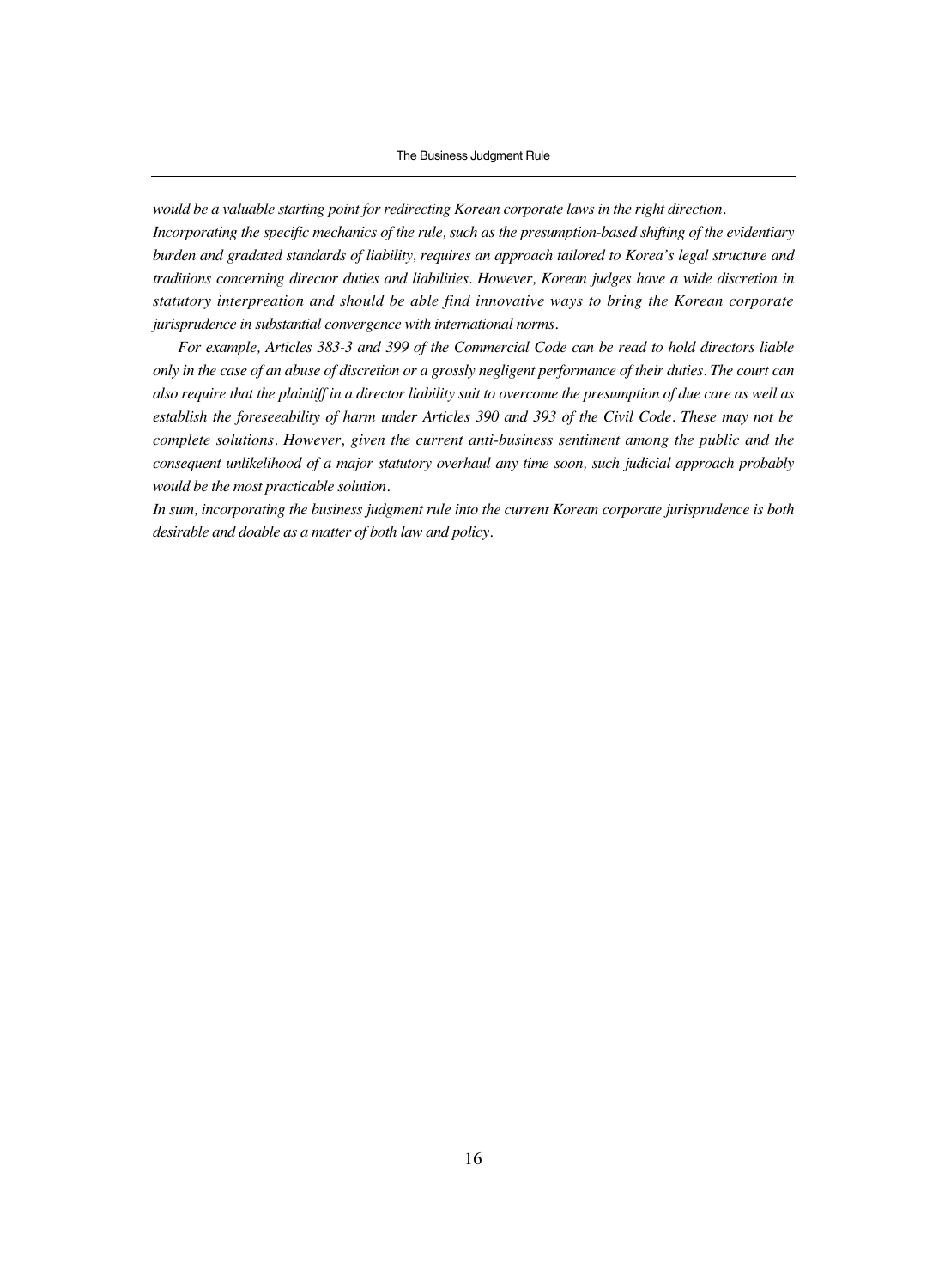*would be a valuable starting point for redirecting Korean corporate laws in the right direction.*

*Incorporating the specific mechanics of the rule, such as the presumption-based shifting of the evidentiary burden and gradated standards of liability, requires an approach tailored to Korea's legal structure and traditions concerning director duties and liabilities. However, Korean judges have a wide discretion in statutory interpreation and should be able find innovative ways to bring the Korean corporate jurisprudence in substantial convergence with international norms.*

*For example, Articles 383-3 and 399 of the Commercial Code can be read to hold directors liable only in the case of an abuse of discretion or a grossly negligent performance of their duties. The court can also require that the plaintiff in a director liability suit to overcome the presumption of due care as well as establish the foreseeability of harm under Articles 390 and 393 of the Civil Code. These may not be complete solutions. However, given the current anti-business sentiment among the public and the consequent unlikelihood of a major statutory overhaul any time soon, such judicial approach probably would be the most practicable solution.*

*In sum, incorporating the business judgment rule into the current Korean corporate jurisprudence is both desirable and doable as a matter of both law and policy.*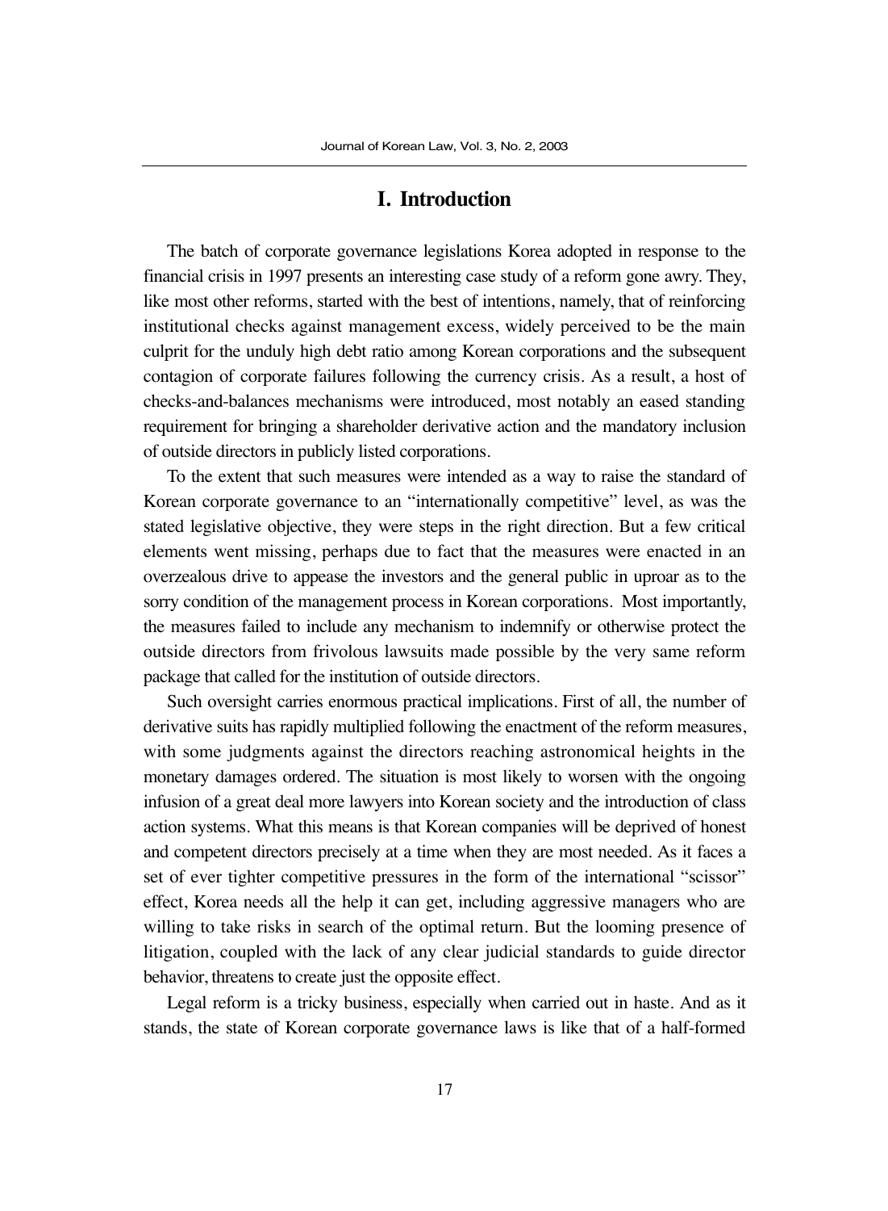# I. Introduction

The batch of corporate governance legislations Korea adopted in response to the financial crisis in 1997 presents an interesting case study of a reform gone awry. They, like most other reforms, started with the best of intentions, namely, that of reinforcing institutional checks against management excess, widely perceived to be the main culprit for the unduly high debt ratio among Korean corporations and the subsequent contagion of corporate failures following the currency crisis. As a result, a host of checks-and-balances mechanisms were introduced, most notably an eased standing requirement for bringing a shareholder derivative action and the mandatory inclusion of outside directors in publicly listed corporations.

To the extent that such measures were intended as a way to raise the standard of Korean corporate governance to an "internationally competitive" level, as was the stated legislative objective, they were steps in the right direction. But a few critical elements went missing, perhaps due to fact that the measures were enacted in an overzealous drive to appease the investors and the general public in uproar as to the sorry condition of the management process in Korean corporations. Most importantly, the measures failed to include any mechanism to indemnify or otherwise protect the outside directors from frivolous lawsuits made possible by the very same reform package that called for the institution of outside directors.

Such oversight carries enormous practical implications. First of all, the number of derivative suits has rapidly multiplied following the enactment of the reform measures, with some judgments against the directors reaching astronomical heights in the monetary damages ordered. The situation is most likely to worsen with the ongoing infusion of a great deal more lawyers into Korean society and the introduction of class action systems. What this means is that Korean companies will be deprived of honest and competent directors precisely at a time when they are most needed. As it faces a set of ever tighter competitive pressures in the form of the international "scissor" effect, Korea needs all the help it can get, including aggressive managers who are willing to take risks in search of the optimal return. But the looming presence of litigation, coupled with the lack of any clear judicial standards to guide director behavior, threatens to create just the opposite effect.

Legal reform is a tricky business, especially when carried out in haste. And as it stands, the state of Korean corporate governance laws is like that of a half-formed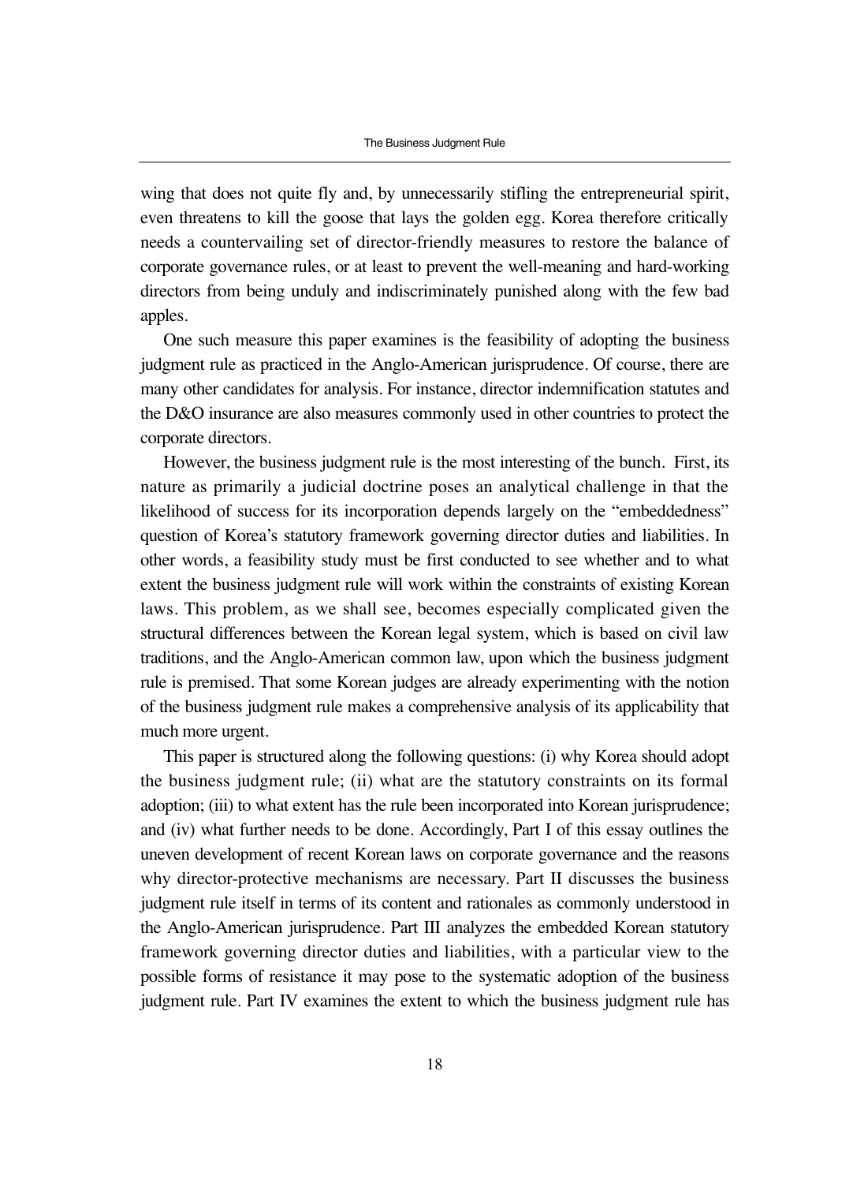wing that does not quite fly and, by unnecessarily stifling the entrepreneurial spirit, even threatens to kill the goose that lays the golden egg. Korea therefore critically needs a countervailing set of director-friendly measures to restore the balance of corporate governance rules, or at least to prevent the well-meaning and hard-working directors from being unduly and indiscriminately punished along with the few bad apples.

One such measure this paper examines is the feasibility of adopting the business judgment rule as practiced in the Anglo-American jurisprudence. Of course, there are many other candidates for analysis. For instance, director indemnification statutes and the D&O insurance are also measures commonly used in other countries to protect the corporate directors.

However, the business judgment rule is the most interesting of the bunch. First, its nature as primarily a judicial doctrine poses an analytical challenge in that the likelihood of success for its incorporation depends largely on the "embeddedness" question of Korea's statutory framework governing director duties and liabilities. In other words, a feasibility study must be first conducted to see whether and to what extent the business judgment rule will work within the constraints of existing Korean laws. This problem, as we shall see, becomes especially complicated given the structural differences between the Korean legal system, which is based on civil law traditions, and the Anglo-American common law, upon which the business judgment rule is premised. That some Korean judges are already experimenting with the notion of the business judgment rule makes a comprehensive analysis of its applicability that much more urgent.

This paper is structured along the following questions: (i) why Korea should adopt the business judgment rule; (ii) what are the statutory constraints on its formal adoption; (iii) to what extent has the rule been incorporated into Korean jurisprudence; and (iv) what further needs to be done. Accordingly, Part I of this essay outlines the uneven development of recent Korean laws on corporate governance and the reasons why director-protective mechanisms are necessary. Part II discusses the business judgment rule itself in terms of its content and rationales as commonly understood in the Anglo-American jurisprudence. Part III analyzes the embedded Korean statutory framework governing director duties and liabilities, with a particular view to the possible forms of resistance it may pose to the systematic adoption of the business judgment rule. Part IV examines the extent to which the business judgment rule has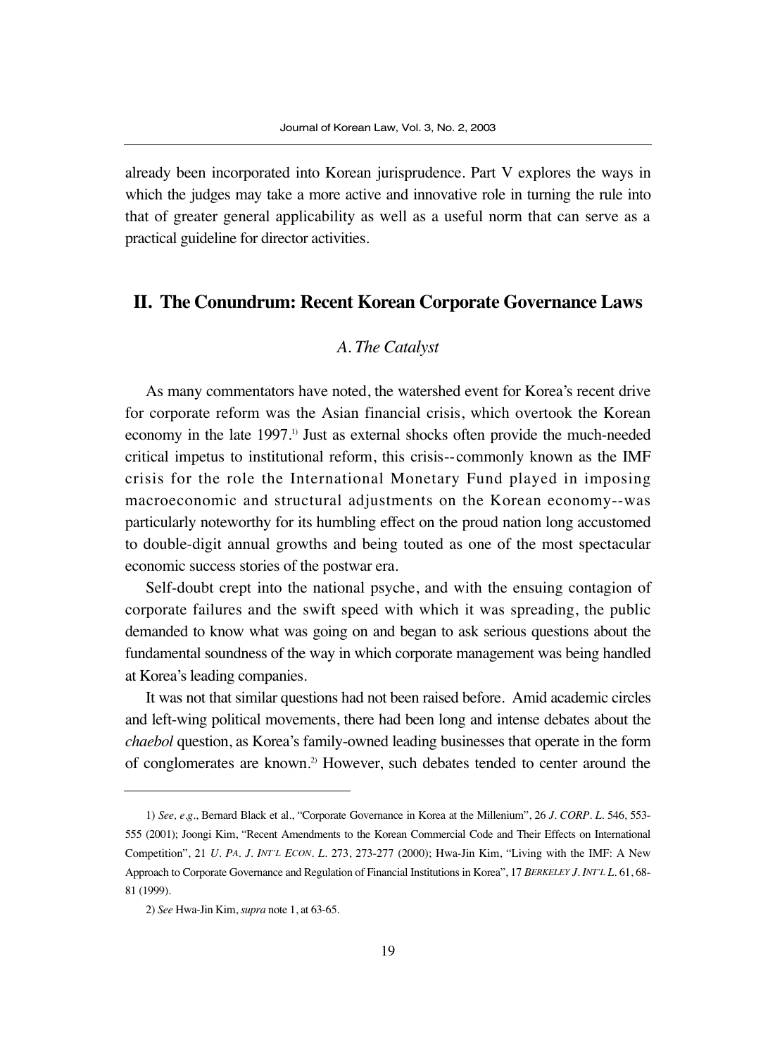already been incorporated into Korean jurisprudence. Part V explores the ways in which the judges may take a more active and innovative role in turning the rule into that of greater general applicability as well as a useful norm that can serve as a practical guideline for director activities.

## II. The Conundrum: Recent Korean Corporate Governance Laws

### *A. The Catalyst*

As many commentators have noted, the watershed event for Korea's recent drive for corporate reform was the Asian financial crisis, which overtook the Korean economy in the late 1997.[1] Just as external shocks often provide the much-needed critical impetus to institutional reform, this crisis--commonly known as the IMF crisis for the role the International Monetary Fund played in imposing macroeconomic and structural adjustments on the Korean economy--was particularly noteworthy for its humbling effect on the proud nation long accustomed to double-digit annual growths and being touted as one of the most spectacular economic success stories of the postwar era.

Self-doubt crept into the national psyche, and with the ensuing contagion of corporate failures and the swift speed with which it was spreading, the public demanded to know what was going on and began to ask serious questions about the fundamental soundness of the way in which corporate management was being handled at Korea's leading companies.

It was not that similar questions had not been raised before. Amid academic circles and left-wing political movements, there had been long and intense debates about the *chaebol* question, as Korea's family-owned leading businesses that operate in the form of conglomerates are known.[2] However, such debates tended to center around the

---

1) *See, e.g.*, Bernard Black et al., "Corporate Governance in Korea at the Millenium", 26 *J. CORP. L.* 546, 553-555 (2001); Joongi Kim, "Recent Amendments to the Korean Commercial Code and Their Effects on International Competition", 21 *U. PA. J. INT'L ECON. L.* 273, 273-277 (2000); Hwa-Jin Kim, "Living with the IMF: A New Approach to Corporate Governance and Regulation of Financial Institutions in Korea", 17 *BERKELEY J. INT'L L.* 61, 68-81 (1999).

2) *See* Hwa-Jin Kim, *supra* note 1, at 63-65.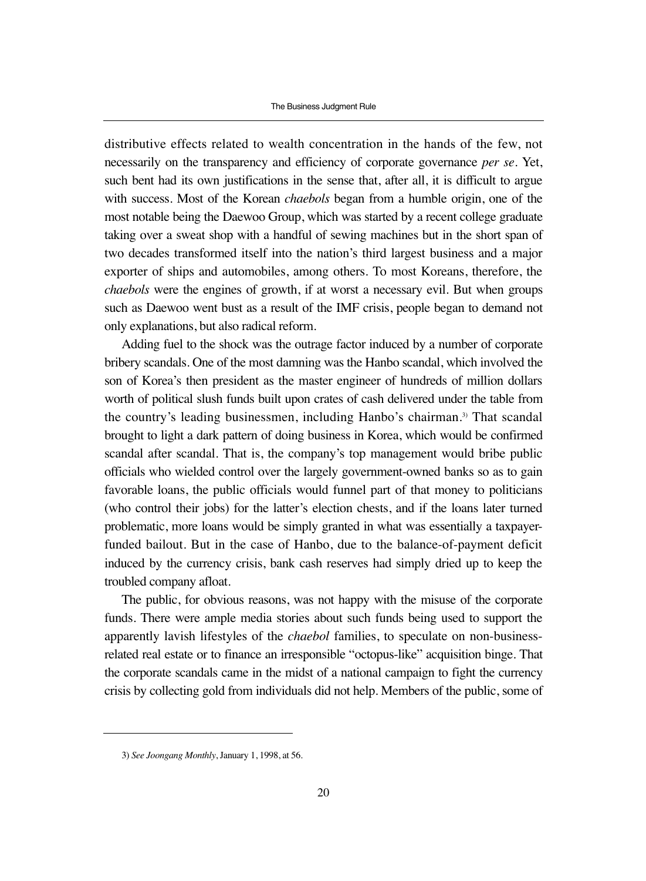distributive effects related to wealth concentration in the hands of the few, not necessarily on the transparency and efficiency of corporate governance *per se*. Yet, such bent had its own justifications in the sense that, after all, it is difficult to argue with success. Most of the Korean *chaebols* began from a humble origin, one of the most notable being the Daewoo Group, which was started by a recent college graduate taking over a sweat shop with a handful of sewing machines but in the short span of two decades transformed itself into the nation's third largest business and a major exporter of ships and automobiles, among others. To most Koreans, therefore, the *chaebols* were the engines of growth, if at worst a necessary evil. But when groups such as Daewoo went bust as a result of the IMF crisis, people began to demand not only explanations, but also radical reform.

Adding fuel to the shock was the outrage factor induced by a number of corporate bribery scandals. One of the most damning was the Hanbo scandal, which involved the son of Korea's then president as the master engineer of hundreds of million dollars worth of political slush funds built upon crates of cash delivered under the table from the country's leading businessmen, including Hanbo's chairman.[3] That scandal brought to light a dark pattern of doing business in Korea, which would be confirmed scandal after scandal. That is, the company's top management would bribe public officials who wielded control over the largely government-owned banks so as to gain favorable loans, the public officials would funnel part of that money to politicians (who control their jobs) for the latter's election chests, and if the loans later turned problematic, more loans would be simply granted in what was essentially a taxpayer-funded bailout. But in the case of Hanbo, due to the balance-of-payment deficit induced by the currency crisis, bank cash reserves had simply dried up to keep the troubled company afloat.

The public, for obvious reasons, was not happy with the misuse of the corporate funds. There were ample media stories about such funds being used to support the apparently lavish lifestyles of the *chaebol* families, to speculate on non-business-related real estate or to finance an irresponsible "octopus-like" acquisition binge. That the corporate scandals came in the midst of a national campaign to fight the currency crisis by collecting gold from individuals did not help. Members of the public, some of

---

3) *See Joongang Monthly*, January 1, 1998, at 56.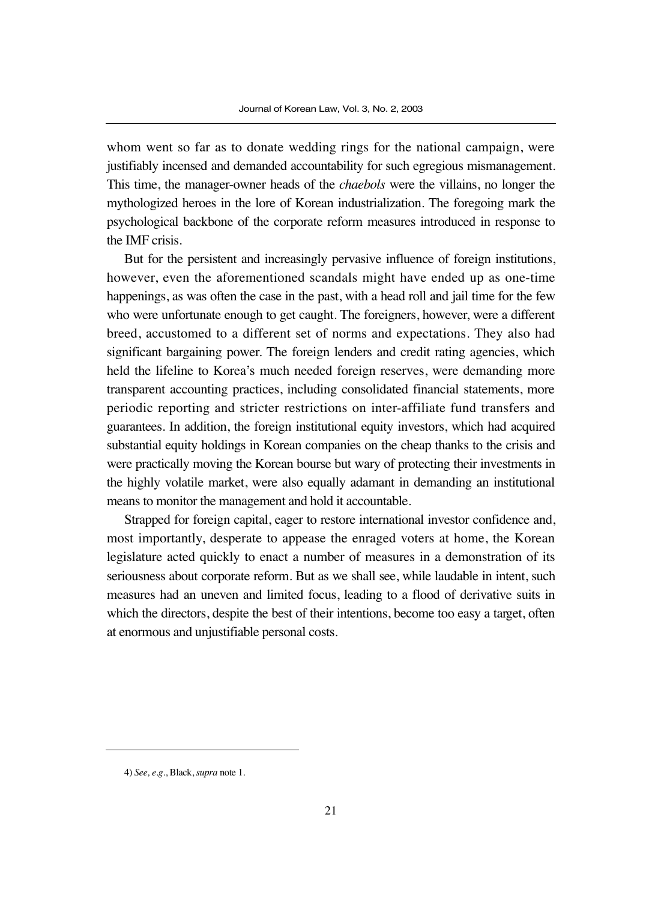whom went so far as to donate wedding rings for the national campaign, were justifiably incensed and demanded accountability for such egregious mismanagement. This time, the manager-owner heads of the *chaebols* were the villains, no longer the mythologized heroes in the lore of Korean industrialization. The foregoing mark the psychological backbone of the corporate reform measures introduced in response to the IMF crisis.

But for the persistent and increasingly pervasive influence of foreign institutions, however, even the aforementioned scandals might have ended up as one-time happenings, as was often the case in the past, with a head roll and jail time for the few who were unfortunate enough to get caught. The foreigners, however, were a different breed, accustomed to a different set of norms and expectations. They also had significant bargaining power. The foreign lenders and credit rating agencies, which held the lifeline to Korea's much needed foreign reserves, were demanding more transparent accounting practices, including consolidated financial statements, more periodic reporting and stricter restrictions on inter-affiliate fund transfers and guarantees. In addition, the foreign institutional equity investors, which had acquired substantial equity holdings in Korean companies on the cheap thanks to the crisis and were practically moving the Korean bourse but wary of protecting their investments in the highly volatile market, were also equally adamant in demanding an institutional means to monitor the management and hold it accountable.

Strapped for foreign capital, eager to restore international investor confidence and, most importantly, desperate to appease the enraged voters at home, the Korean legislature acted quickly to enact a number of measures in a demonstration of its seriousness about corporate reform. But as we shall see, while laudable in intent, such measures had an uneven and limited focus, leading to a flood of derivative suits in which the directors, despite the best of their intentions, become too easy a target, often at enormous and unjustifiable personal costs.

---

4) *See, e.g.*, Black, *supra* note 1.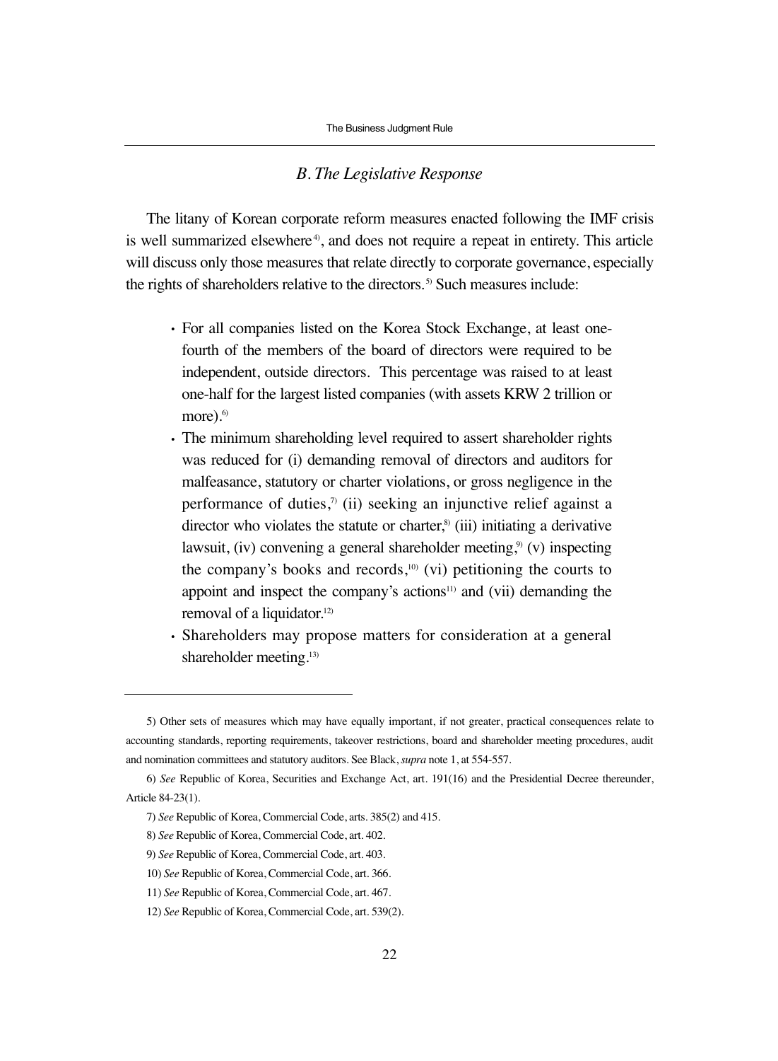### *B. The Legislative Response*

The litany of Korean corporate reform measures enacted following the IMF crisis is well summarized elsewhere[4], and does not require a repeat in entirety. This article will discuss only those measures that relate directly to corporate governance, especially the rights of shareholders relative to the directors.[5] Such measures include:

- For all companies listed on the Korea Stock Exchange, at least one-fourth of the members of the board of directors were required to be independent, outside directors. This percentage was raised to at least one-half for the largest listed companies (with assets KRW 2 trillion or more).[6]
- The minimum shareholding level required to assert shareholder rights was reduced for (i) demanding removal of directors and auditors for malfeasance, statutory or charter violations, or gross negligence in the performance of duties,[7] (ii) seeking an injunctive relief against a director who violates the statute or charter,[8] (iii) initiating a derivative lawsuit, (iv) convening a general shareholder meeting,[9] (v) inspecting the company's books and records,[10] (vi) petitioning the courts to appoint and inspect the company's actions[11] and (vii) demanding the removal of a liquidator.[12]
- Shareholders may propose matters for consideration at a general shareholder meeting.[13]

---

5) Other sets of measures which may have equally important, if not greater, practical consequences relate to accounting standards, reporting requirements, takeover restrictions, board and shareholder meeting procedures, audit and nomination committees and statutory auditors. See Black, *supra* note 1, at 554-557.

6) *See* Republic of Korea, Securities and Exchange Act, art. 191(16) and the Presidential Decree thereunder, Article 84-23(1).

7) *See* Republic of Korea, Commercial Code, arts. 385(2) and 415.

8) *See* Republic of Korea, Commercial Code, art. 402.

9) *See* Republic of Korea, Commercial Code, art. 403.

10) *See* Republic of Korea, Commercial Code, art. 366.

11) *See* Republic of Korea, Commercial Code, art. 467.

12) *See* Republic of Korea, Commercial Code, art. 539(2).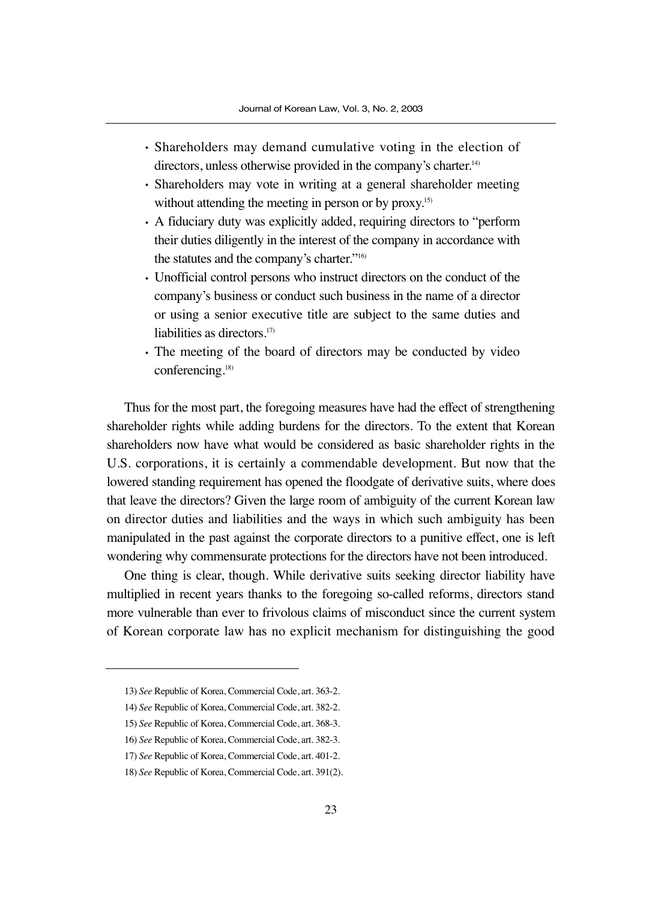- Shareholders may demand cumulative voting in the election of directors, unless otherwise provided in the company's charter.[14]
- Shareholders may vote in writing at a general shareholder meeting without attending the meeting in person or by proxy.[15]
- A fiduciary duty was explicitly added, requiring directors to "perform their duties diligently in the interest of the company in accordance with the statutes and the company's charter."[16]
- Unofficial control persons who instruct directors on the conduct of the company's business or conduct such business in the name of a director or using a senior executive title are subject to the same duties and liabilities as directors.[17]
- The meeting of the board of directors may be conducted by video conferencing.[18]

Thus for the most part, the foregoing measures have had the effect of strengthening shareholder rights while adding burdens for the directors. To the extent that Korean shareholders now have what would be considered as basic shareholder rights in the U.S. corporations, it is certainly a commendable development. But now that the lowered standing requirement has opened the floodgate of derivative suits, where does that leave the directors? Given the large room of ambiguity of the current Korean law on director duties and liabilities and the ways in which such ambiguity has been manipulated in the past against the corporate directors to a punitive effect, one is left wondering why commensurate protections for the directors have not been introduced.

One thing is clear, though. While derivative suits seeking director liability have multiplied in recent years thanks to the foregoing so-called reforms, directors stand more vulnerable than ever to frivolous claims of misconduct since the current system of Korean corporate law has no explicit mechanism for distinguishing the good

---

13) *See* Republic of Korea, Commercial Code, art. 363-2.

14) *See* Republic of Korea, Commercial Code, art. 382-2.

15) *See* Republic of Korea, Commercial Code, art. 368-3.

16) *See* Republic of Korea, Commercial Code, art. 382-3.

17) *See* Republic of Korea, Commercial Code, art. 401-2.

18) *See* Republic of Korea, Commercial Code, art. 391(2).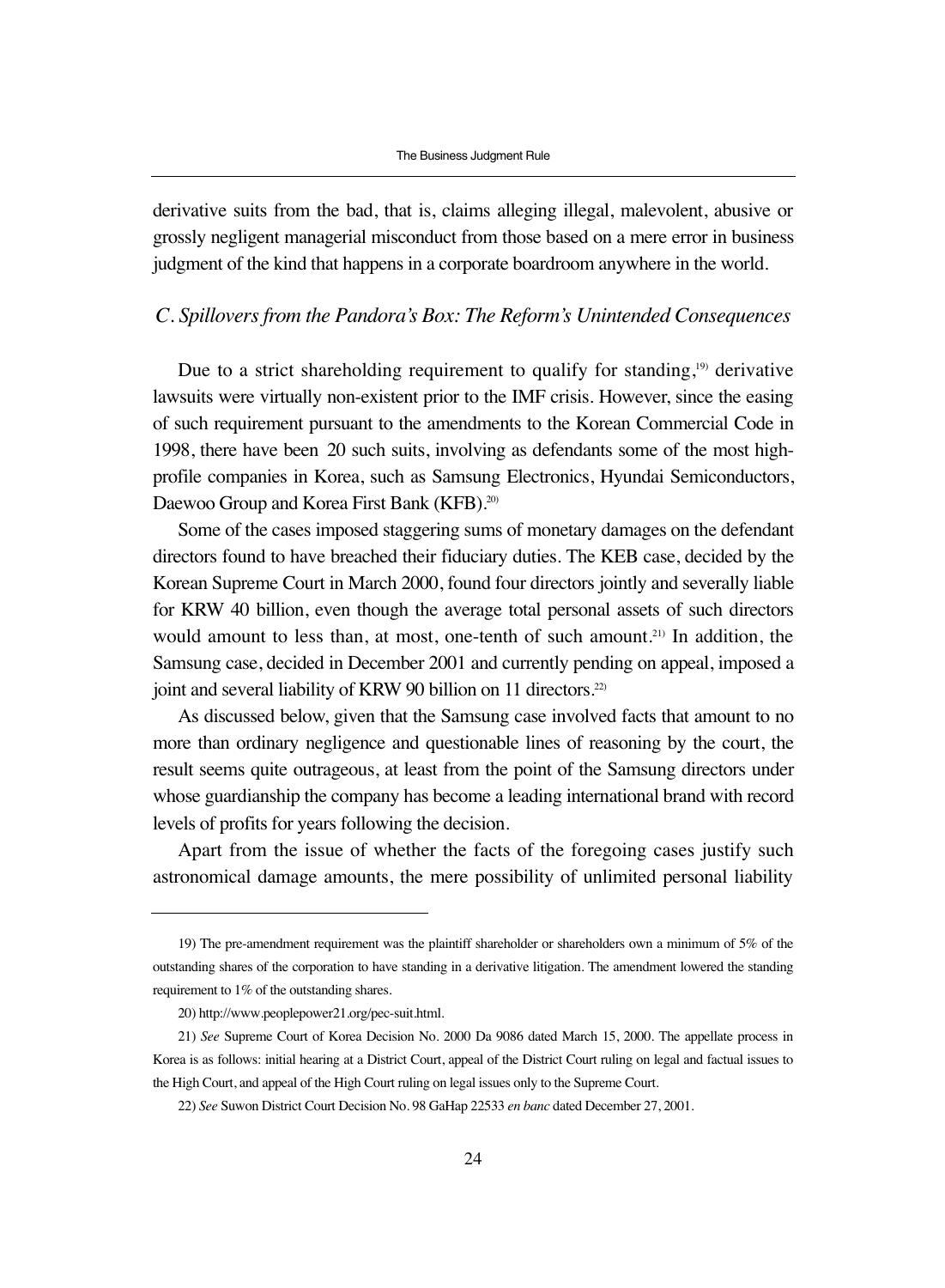derivative suits from the bad, that is, claims alleging illegal, malevolent, abusive or grossly negligent managerial misconduct from those based on a mere error in business judgment of the kind that happens in a corporate boardroom anywhere in the world.

### *C. Spillovers from the Pandora's Box: The Reform's Unintended Consequences*

Due to a strict shareholding requirement to qualify for standing,[19] derivative lawsuits were virtually non-existent prior to the IMF crisis. However, since the easing of such requirement pursuant to the amendments to the Korean Commercial Code in 1998, there have been 20 such suits, involving as defendants some of the most high-profile companies in Korea, such as Samsung Electronics, Hyundai Semiconductors, Daewoo Group and Korea First Bank (KFB).[20]

Some of the cases imposed staggering sums of monetary damages on the defendant directors found to have breached their fiduciary duties. The KEB case, decided by the Korean Supreme Court in March 2000, found four directors jointly and severally liable for KRW 40 billion, even though the average total personal assets of such directors would amount to less than, at most, one-tenth of such amount.[21] In addition, the Samsung case, decided in December 2001 and currently pending on appeal, imposed a joint and several liability of KRW 90 billion on 11 directors.[22]

As discussed below, given that the Samsung case involved facts that amount to no more than ordinary negligence and questionable lines of reasoning by the court, the result seems quite outrageous, at least from the point of the Samsung directors under whose guardianship the company has become a leading international brand with record levels of profits for years following the decision.

Apart from the issue of whether the facts of the foregoing cases justify such astronomical damage amounts, the mere possibility of unlimited personal liability

---

19) The pre-amendment requirement was the plaintiff shareholder or shareholders own a minimum of 5% of the outstanding shares of the corporation to have standing in a derivative litigation. The amendment lowered the standing requirement to 1% of the outstanding shares.

20) http://www.peoplepower21.org/pec-suit.html.

21) *See* Supreme Court of Korea Decision No. 2000 Da 9086 dated March 15, 2000. The appellate process in Korea is as follows: initial hearing at a District Court, appeal of the District Court ruling on legal and factual issues to the High Court, and appeal of the High Court ruling on legal issues only to the Supreme Court.

22) *See* Suwon District Court Decision No. 98 GaHap 22533 *en banc* dated December 27, 2001.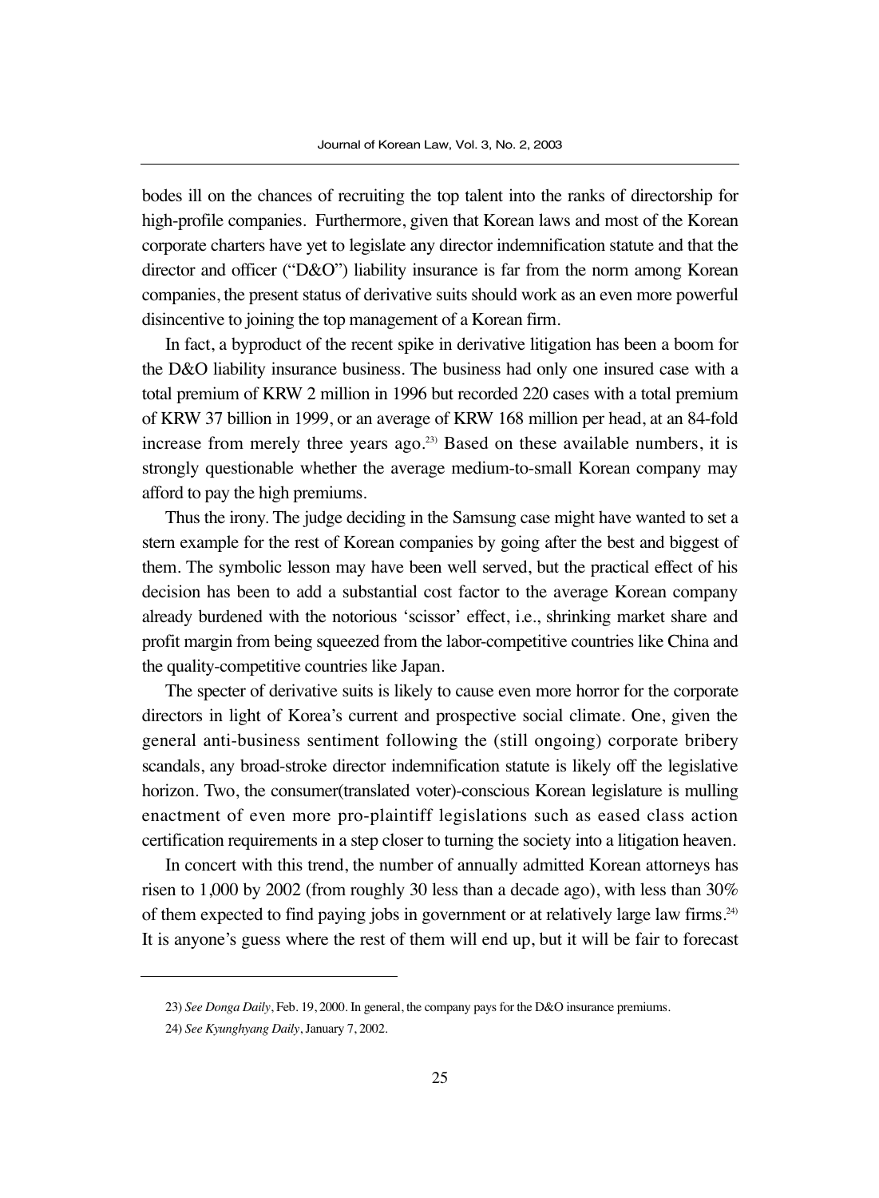bodes ill on the chances of recruiting the top talent into the ranks of directorship for high-profile companies. Furthermore, given that Korean laws and most of the Korean corporate charters have yet to legislate any director indemnification statute and that the director and officer ("D&O") liability insurance is far from the norm among Korean companies, the present status of derivative suits should work as an even more powerful disincentive to joining the top management of a Korean firm.

In fact, a byproduct of the recent spike in derivative litigation has been a boom for the D&O liability insurance business. The business had only one insured case with a total premium of KRW 2 million in 1996 but recorded 220 cases with a total premium of KRW 37 billion in 1999, or an average of KRW 168 million per head, at an 84-fold increase from merely three years ago.[23] Based on these available numbers, it is strongly questionable whether the average medium-to-small Korean company may afford to pay the high premiums.

Thus the irony. The judge deciding in the Samsung case might have wanted to set a stern example for the rest of Korean companies by going after the best and biggest of them. The symbolic lesson may have been well served, but the practical effect of his decision has been to add a substantial cost factor to the average Korean company already burdened with the notorious 'scissor' effect, i.e., shrinking market share and profit margin from being squeezed from the labor-competitive countries like China and the quality-competitive countries like Japan.

The specter of derivative suits is likely to cause even more horror for the corporate directors in light of Korea's current and prospective social climate. One, given the general anti-business sentiment following the (still ongoing) corporate bribery scandals, any broad-stroke director indemnification statute is likely off the legislative horizon. Two, the consumer(translated voter)-conscious Korean legislature is mulling enactment of even more pro-plaintiff legislations such as eased class action certification requirements in a step closer to turning the society into a litigation heaven.

In concert with this trend, the number of annually admitted Korean attorneys has risen to 1,000 by 2002 (from roughly 30 less than a decade ago), with less than 30% of them expected to find paying jobs in government or at relatively large law firms.[24] It is anyone's guess where the rest of them will end up, but it will be fair to forecast

---

23) *See Donga Daily*, Feb. 19, 2000. In general, the company pays for the D&O insurance premiums.

24) *See Kyunghyang Daily*, January 7, 2002.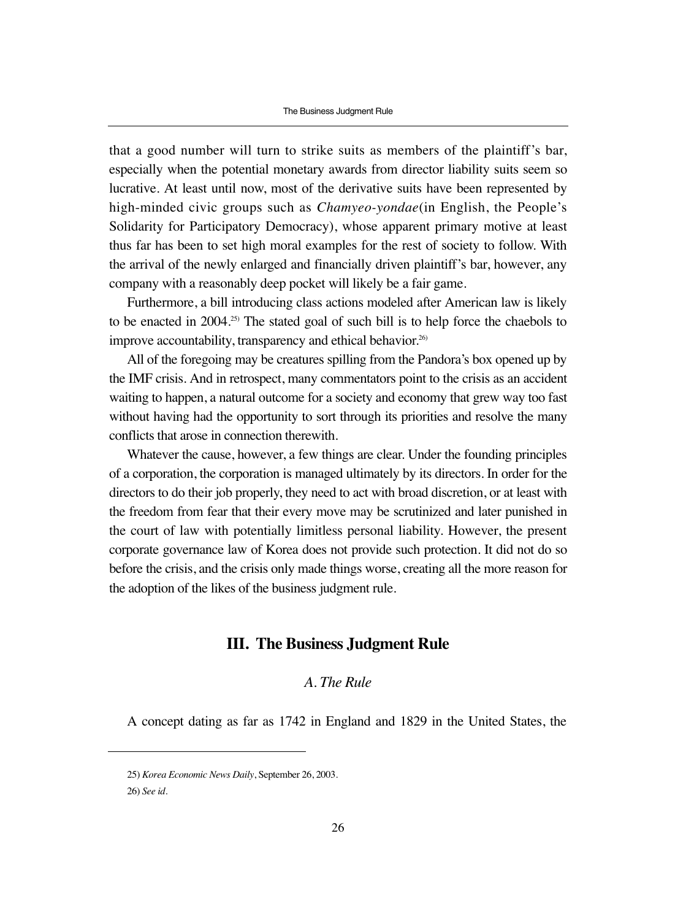that a good number will turn to strike suits as members of the plaintiff's bar, especially when the potential monetary awards from director liability suits seem so lucrative. At least until now, most of the derivative suits have been represented by high-minded civic groups such as *Chamyeo-yondae*(in English, the People's Solidarity for Participatory Democracy), whose apparent primary motive at least thus far has been to set high moral examples for the rest of society to follow. With the arrival of the newly enlarged and financially driven plaintiff's bar, however, any company with a reasonably deep pocket will likely be a fair game.

Furthermore, a bill introducing class actions modeled after American law is likely to be enacted in 2004.[25] The stated goal of such bill is to help force the chaebols to improve accountability, transparency and ethical behavior.[26]

All of the foregoing may be creatures spilling from the Pandora's box opened up by the IMF crisis. And in retrospect, many commentators point to the crisis as an accident waiting to happen, a natural outcome for a society and economy that grew way too fast without having had the opportunity to sort through its priorities and resolve the many conflicts that arose in connection therewith.

Whatever the cause, however, a few things are clear. Under the founding principles of a corporation, the corporation is managed ultimately by its directors. In order for the directors to do their job properly, they need to act with broad discretion, or at least with the freedom from fear that their every move may be scrutinized and later punished in the court of law with potentially limitless personal liability. However, the present corporate governance law of Korea does not provide such protection. It did not do so before the crisis, and the crisis only made things worse, creating all the more reason for the adoption of the likes of the business judgment rule.

## III. The Business Judgment Rule

### *A. The Rule*

A concept dating as far as 1742 in England and 1829 in the United States, the

25) *Korea Economic News Daily*, September 26, 2003.

26) *See id*.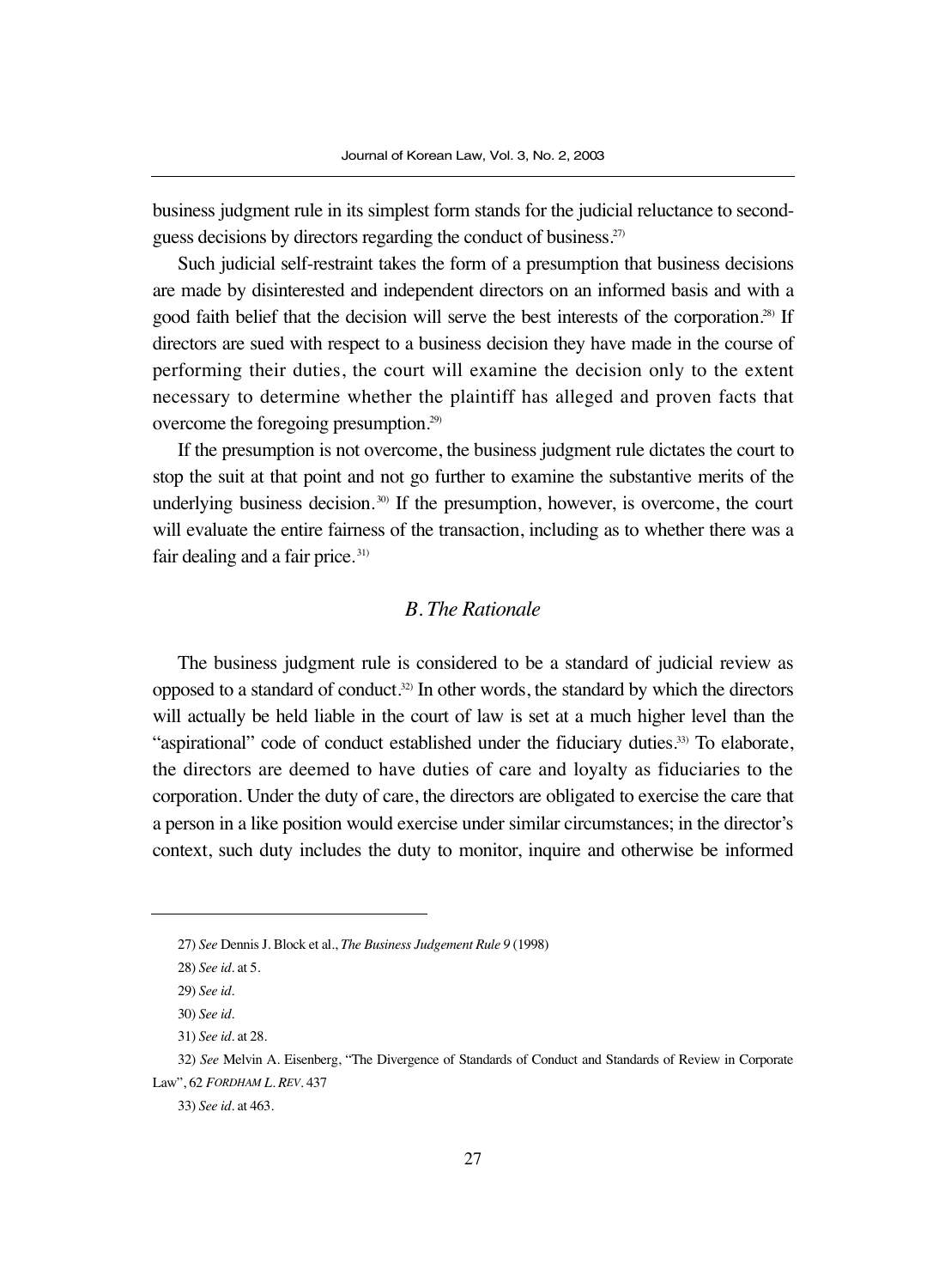business judgment rule in its simplest form stands for the judicial reluctance to second-guess decisions by directors regarding the conduct of business.[27]

Such judicial self-restraint takes the form of a presumption that business decisions are made by disinterested and independent directors on an informed basis and with a good faith belief that the decision will serve the best interests of the corporation.[28] If directors are sued with respect to a business decision they have made in the course of performing their duties, the court will examine the decision only to the extent necessary to determine whether the plaintiff has alleged and proven facts that overcome the foregoing presumption.[29]

If the presumption is not overcome, the business judgment rule dictates the court to stop the suit at that point and not go further to examine the substantive merits of the underlying business decision.[30] If the presumption, however, is overcome, the court will evaluate the entire fairness of the transaction, including as to whether there was a fair dealing and a fair price.[31]

### *B. The Rationale*

The business judgment rule is considered to be a standard of judicial review as opposed to a standard of conduct.[32] In other words, the standard by which the directors will actually be held liable in the court of law is set at a much higher level than the "aspirational" code of conduct established under the fiduciary duties.[33] To elaborate, the directors are deemed to have duties of care and loyalty as fiduciaries to the corporation. Under the duty of care, the directors are obligated to exercise the care that a person in a like position would exercise under similar circumstances; in the director's context, such duty includes the duty to monitor, inquire and otherwise be informed

---

27) *See* Dennis J. Block et al., *The Business Judgement Rule 9* (1998)

28) *See id*. at 5.

29) *See id*.

30) *See id*.

31) *See id*. at 28.

32) *See* Melvin A. Eisenberg, "The Divergence of Standards of Conduct and Standards of Review in Corporate Law", 62 *FORDHAM L. REV*. 437

33) *See id*. at 463.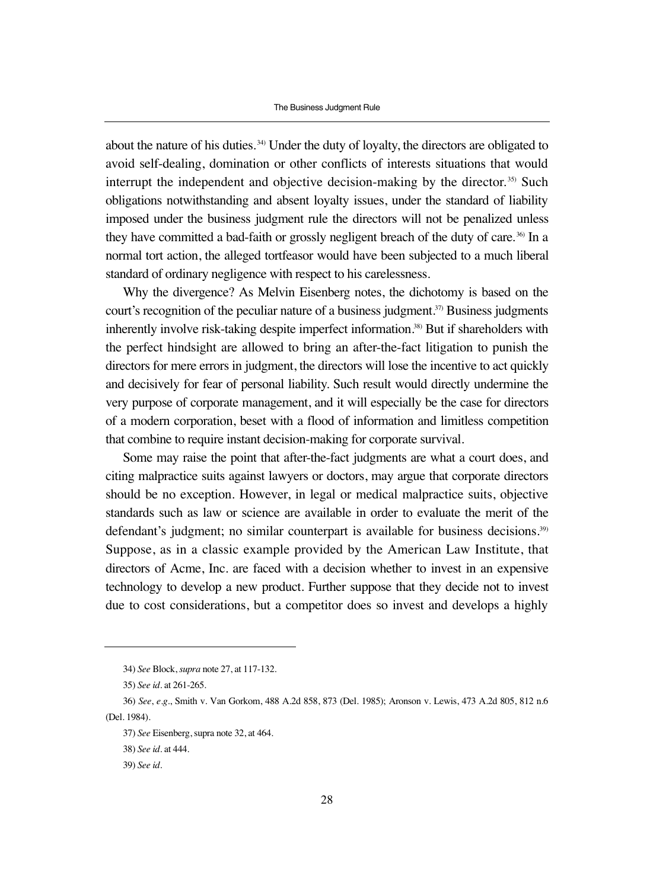about the nature of his duties.[34] Under the duty of loyalty, the directors are obligated to avoid self-dealing, domination or other conflicts of interests situations that would interrupt the independent and objective decision-making by the director.[35] Such obligations notwithstanding and absent loyalty issues, under the standard of liability imposed under the business judgment rule the directors will not be penalized unless they have committed a bad-faith or grossly negligent breach of the duty of care.[36] In a normal tort action, the alleged tortfeasor would have been subjected to a much liberal standard of ordinary negligence with respect to his carelessness.

Why the divergence? As Melvin Eisenberg notes, the dichotomy is based on the court's recognition of the peculiar nature of a business judgment.[37] Business judgments inherently involve risk-taking despite imperfect information.[38] But if shareholders with the perfect hindsight are allowed to bring an after-the-fact litigation to punish the directors for mere errors in judgment, the directors will lose the incentive to act quickly and decisively for fear of personal liability. Such result would directly undermine the very purpose of corporate management, and it will especially be the case for directors of a modern corporation, beset with a flood of information and limitless competition that combine to require instant decision-making for corporate survival.

Some may raise the point that after-the-fact judgments are what a court does, and citing malpractice suits against lawyers or doctors, may argue that corporate directors should be no exception. However, in legal or medical malpractice suits, objective standards such as law or science are available in order to evaluate the merit of the defendant's judgment; no similar counterpart is available for business decisions.[39] Suppose, as in a classic example provided by the American Law Institute, that directors of Acme, Inc. are faced with a decision whether to invest in an expensive technology to develop a new product. Further suppose that they decide not to invest due to cost considerations, but a competitor does so invest and develops a highly

---

34) *See* Block, *supra* note 27, at 117-132.

35) *See id*. at 261-265.

36) *See*, *e.g*., Smith v. Van Gorkom, 488 A.2d 858, 873 (Del. 1985); Aronson v. Lewis, 473 A.2d 805, 812 n.6 (Del. 1984).

37) *See* Eisenberg, supra note 32, at 464.

38) *See id*. at 444.

39) *See id*.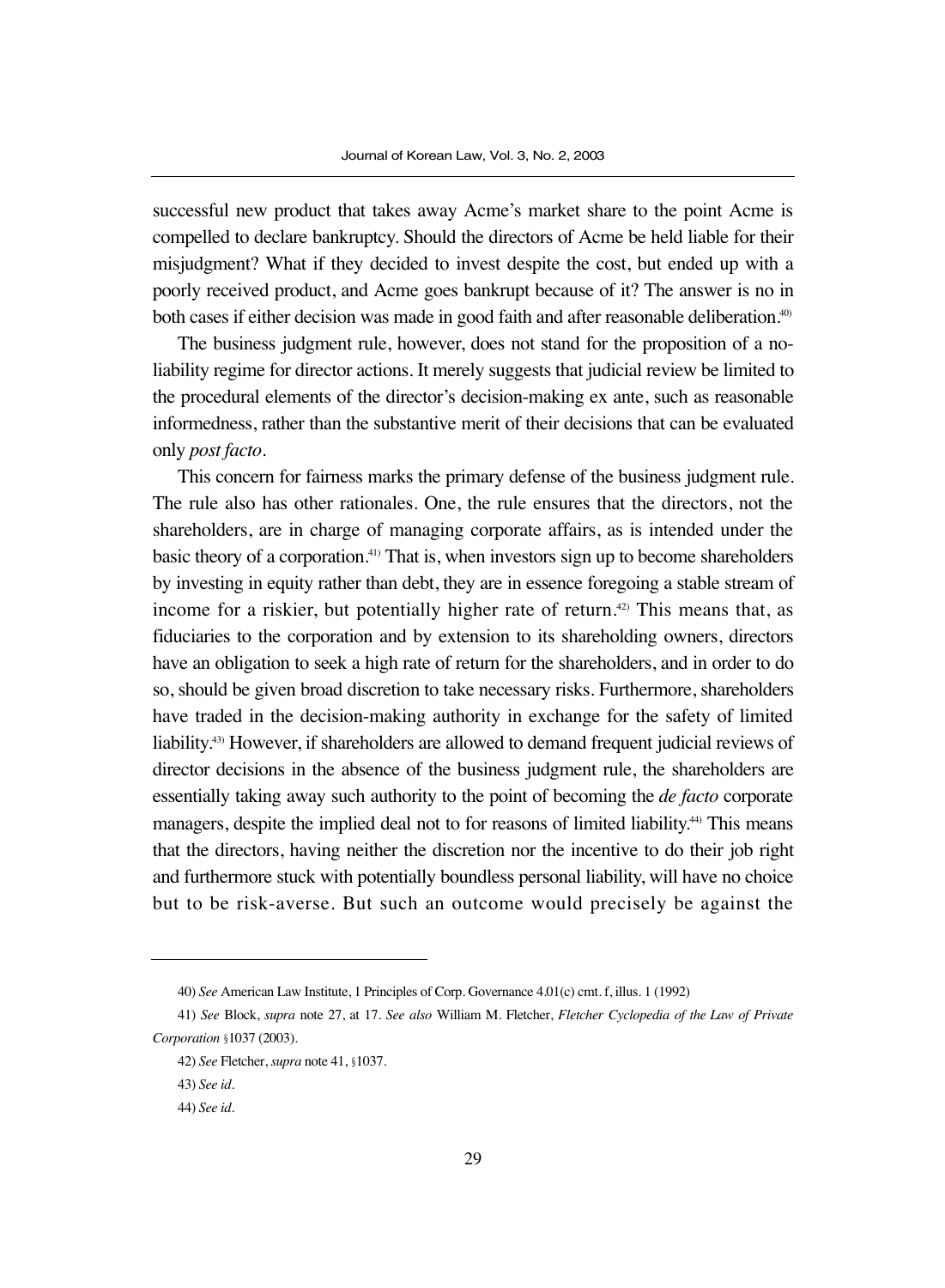successful new product that takes away Acme's market share to the point Acme is compelled to declare bankruptcy. Should the directors of Acme be held liable for their misjudgment? What if they decided to invest despite the cost, but ended up with a poorly received product, and Acme goes bankrupt because of it? The answer is no in both cases if either decision was made in good faith and after reasonable deliberation.[40]

The business judgment rule, however, does not stand for the proposition of a no-liability regime for director actions. It merely suggests that judicial review be limited to the procedural elements of the director's decision-making ex ante, such as reasonable informedness, rather than the substantive merit of their decisions that can be evaluated only *post facto*.

This concern for fairness marks the primary defense of the business judgment rule. The rule also has other rationales. One, the rule ensures that the directors, not the shareholders, are in charge of managing corporate affairs, as is intended under the basic theory of a corporation.[41] That is, when investors sign up to become shareholders by investing in equity rather than debt, they are in essence foregoing a stable stream of income for a riskier, but potentially higher rate of return.[42] This means that, as fiduciaries to the corporation and by extension to its shareholding owners, directors have an obligation to seek a high rate of return for the shareholders, and in order to do so, should be given broad discretion to take necessary risks. Furthermore, shareholders have traded in the decision-making authority in exchange for the safety of limited liability.[43] However, if shareholders are allowed to demand frequent judicial reviews of director decisions in the absence of the business judgment rule, the shareholders are essentially taking away such authority to the point of becoming the *de facto* corporate managers, despite the implied deal not to for reasons of limited liability.[44] This means that the directors, having neither the discretion nor the incentive to do their job right and furthermore stuck with potentially boundless personal liability, will have no choice but to be risk-averse. But such an outcome would precisely be against the

---

40) *See* American Law Institute, 1 Principles of Corp. Governance 4.01(c) cmt. f, illus. 1 (1992)

41) *See* Block, *supra* note 27, at 17. *See also* William M. Fletcher, *Fletcher Cyclopedia of the Law of Private Corporation* §1037 (2003).

42) *See* Fletcher, *supra* note 41, §1037.

43) *See id*.

44) *See id*.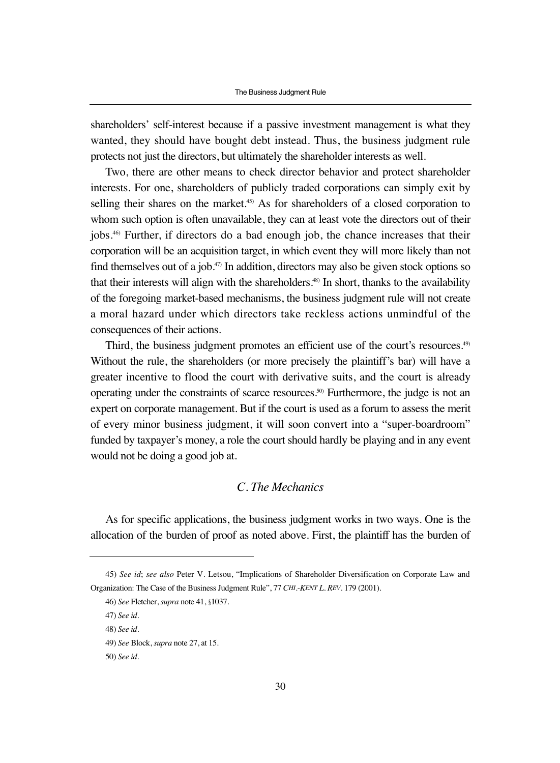shareholders' self-interest because if a passive investment management is what they wanted, they should have bought debt instead. Thus, the business judgment rule protects not just the directors, but ultimately the shareholder interests as well.

Two, there are other means to check director behavior and protect shareholder interests. For one, shareholders of publicly traded corporations can simply exit by selling their shares on the market.[45] As for shareholders of a closed corporation to whom such option is often unavailable, they can at least vote the directors out of their jobs.[46] Further, if directors do a bad enough job, the chance increases that their corporation will be an acquisition target, in which event they will more likely than not find themselves out of a job.[47] In addition, directors may also be given stock options so that their interests will align with the shareholders.[48] In short, thanks to the availability of the foregoing market-based mechanisms, the business judgment rule will not create a moral hazard under which directors take reckless actions unmindful of the consequences of their actions.

Third, the business judgment promotes an efficient use of the court's resources.[49] Without the rule, the shareholders (or more precisely the plaintiff's bar) will have a greater incentive to flood the court with derivative suits, and the court is already operating under the constraints of scarce resources.[50] Furthermore, the judge is not an expert on corporate management. But if the court is used as a forum to assess the merit of every minor business judgment, it will soon convert into a "super-boardroom" funded by taxpayer's money, a role the court should hardly be playing and in any event would not be doing a good job at.

### *C. The Mechanics*

As for specific applications, the business judgment works in two ways. One is the allocation of the burden of proof as noted above. First, the plaintiff has the burden of

---

45) *See id*; *see also* Peter V. Letsou, "Implications of Shareholder Diversification on Corporate Law and Organization: The Case of the Business Judgment Rule", 77 *CHI.-KENT L. REV*. 179 (2001).

46) *See* Fletcher, *supra* note 41, §1037.

47) *See id*.

48) *See id*.

49) *See* Block, *supra* note 27, at 15.

50) *See id*.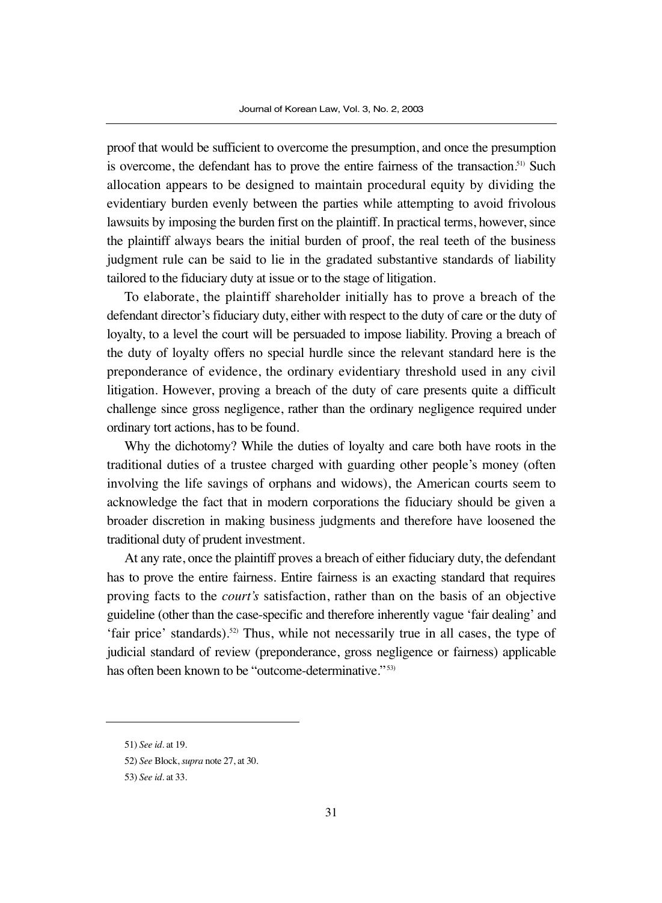proof that would be sufficient to overcome the presumption, and once the presumption is overcome, the defendant has to prove the entire fairness of the transaction.[51] Such allocation appears to be designed to maintain procedural equity by dividing the evidentiary burden evenly between the parties while attempting to avoid frivolous lawsuits by imposing the burden first on the plaintiff. In practical terms, however, since the plaintiff always bears the initial burden of proof, the real teeth of the business judgment rule can be said to lie in the gradated substantive standards of liability tailored to the fiduciary duty at issue or to the stage of litigation.

To elaborate, the plaintiff shareholder initially has to prove a breach of the defendant director's fiduciary duty, either with respect to the duty of care or the duty of loyalty, to a level the court will be persuaded to impose liability. Proving a breach of the duty of loyalty offers no special hurdle since the relevant standard here is the preponderance of evidence, the ordinary evidentiary threshold used in any civil litigation. However, proving a breach of the duty of care presents quite a difficult challenge since gross negligence, rather than the ordinary negligence required under ordinary tort actions, has to be found.

Why the dichotomy? While the duties of loyalty and care both have roots in the traditional duties of a trustee charged with guarding other people's money (often involving the life savings of orphans and widows), the American courts seem to acknowledge the fact that in modern corporations the fiduciary should be given a broader discretion in making business judgments and therefore have loosened the traditional duty of prudent investment.

At any rate, once the plaintiff proves a breach of either fiduciary duty, the defendant has to prove the entire fairness. Entire fairness is an exacting standard that requires proving facts to the *court's* satisfaction, rather than on the basis of an objective guideline (other than the case-specific and therefore inherently vague 'fair dealing' and 'fair price' standards).[52] Thus, while not necessarily true in all cases, the type of judicial standard of review (preponderance, gross negligence or fairness) applicable has often been known to be "outcome-determinative."[53]

---

51) *See id*. at 19.

52) *See* Block, *supra* note 27, at 30.

53) *See id*. at 33.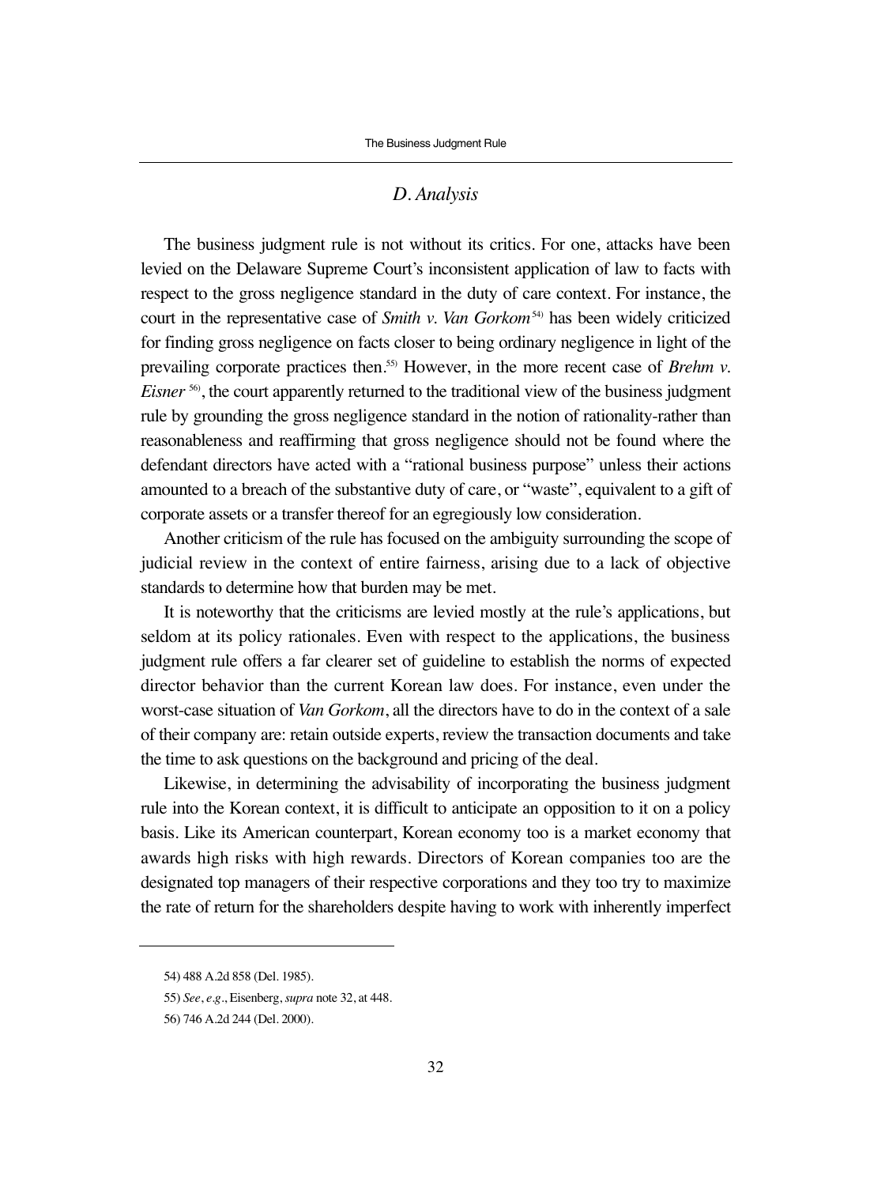### *D. Analysis*

The business judgment rule is not without its critics. For one, attacks have been levied on the Delaware Supreme Court's inconsistent application of law to facts with respect to the gross negligence standard in the duty of care context. For instance, the court in the representative case of *Smith v. Van Gorkom*[54] has been widely criticized for finding gross negligence on facts closer to being ordinary negligence in light of the prevailing corporate practices then.[55] However, in the more recent case of *Brehm v. Eisner*[56], the court apparently returned to the traditional view of the business judgment rule by grounding the gross negligence standard in the notion of rationality-rather than reasonableness and reaffirming that gross negligence should not be found where the defendant directors have acted with a "rational business purpose" unless their actions amounted to a breach of the substantive duty of care, or "waste", equivalent to a gift of corporate assets or a transfer thereof for an egregiously low consideration.

Another criticism of the rule has focused on the ambiguity surrounding the scope of judicial review in the context of entire fairness, arising due to a lack of objective standards to determine how that burden may be met.

It is noteworthy that the criticisms are levied mostly at the rule's applications, but seldom at its policy rationales. Even with respect to the applications, the business judgment rule offers a far clearer set of guideline to establish the norms of expected director behavior than the current Korean law does. For instance, even under the worst-case situation of *Van Gorkom*, all the directors have to do in the context of a sale of their company are: retain outside experts, review the transaction documents and take the time to ask questions on the background and pricing of the deal.

Likewise, in determining the advisability of incorporating the business judgment rule into the Korean context, it is difficult to anticipate an opposition to it on a policy basis. Like its American counterpart, Korean economy too is a market economy that awards high risks with high rewards. Directors of Korean companies too are the designated top managers of their respective corporations and they too try to maximize the rate of return for the shareholders despite having to work with inherently imperfect

---

54) 488 A.2d 858 (Del. 1985).

55) *See*, *e.g*., Eisenberg, *supra* note 32, at 448.

56) 746 A.2d 244 (Del. 2000).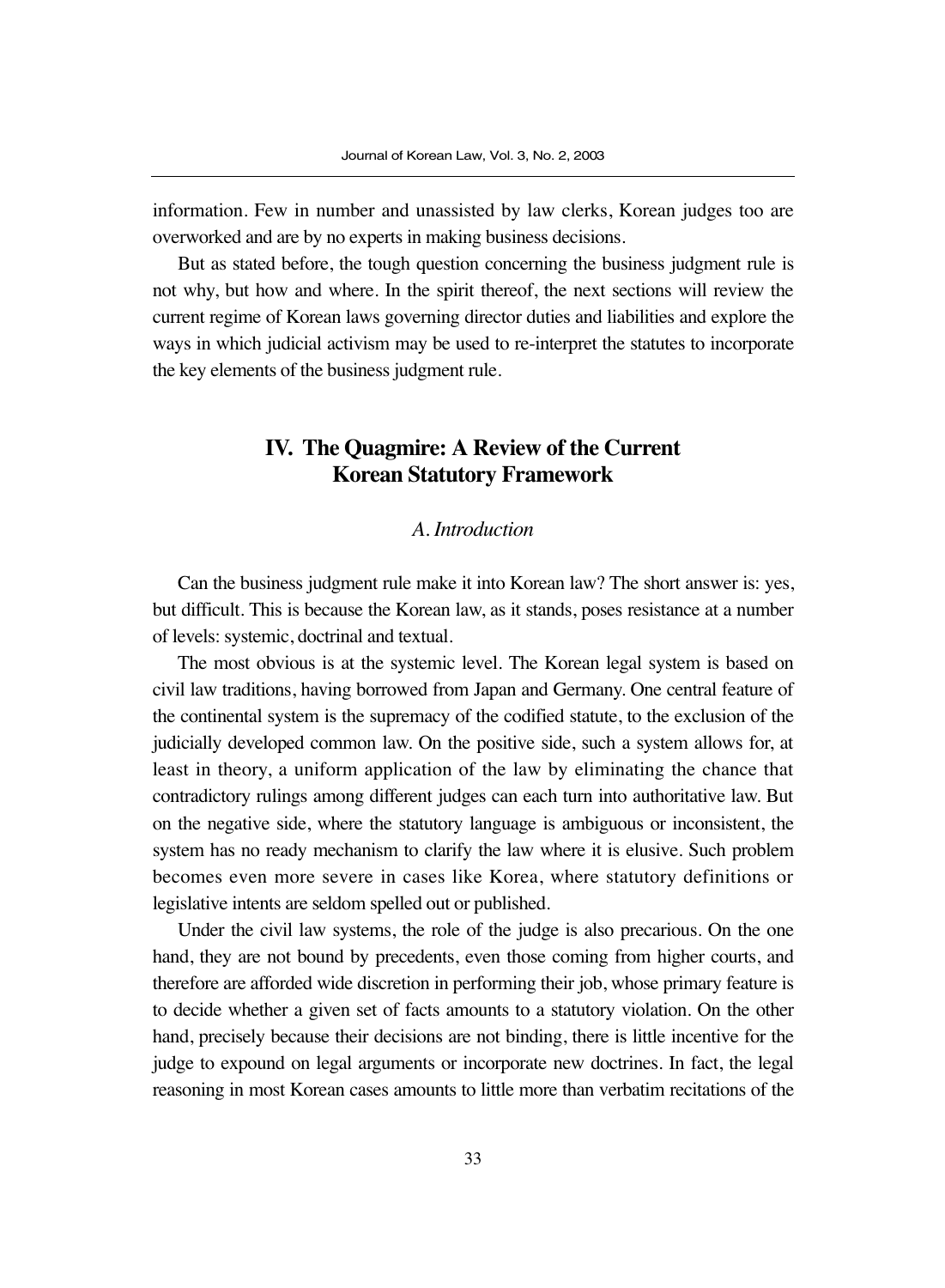information. Few in number and unassisted by law clerks, Korean judges too are overworked and are by no experts in making business decisions.

But as stated before, the tough question concerning the business judgment rule is not why, but how and where. In the spirit thereof, the next sections will review the current regime of Korean laws governing director duties and liabilities and explore the ways in which judicial activism may be used to re-interpret the statutes to incorporate the key elements of the business judgment rule.

## IV. The Quagmire: A Review of the Current Korean Statutory Framework

### *A. Introduction*

Can the business judgment rule make it into Korean law? The short answer is: yes, but difficult. This is because the Korean law, as it stands, poses resistance at a number of levels: systemic, doctrinal and textual.

The most obvious is at the systemic level. The Korean legal system is based on civil law traditions, having borrowed from Japan and Germany. One central feature of the continental system is the supremacy of the codified statute, to the exclusion of the judicially developed common law. On the positive side, such a system allows for, at least in theory, a uniform application of the law by eliminating the chance that contradictory rulings among different judges can each turn into authoritative law. But on the negative side, where the statutory language is ambiguous or inconsistent, the system has no ready mechanism to clarify the law where it is elusive. Such problem becomes even more severe in cases like Korea, where statutory definitions or legislative intents are seldom spelled out or published.

Under the civil law systems, the role of the judge is also precarious. On the one hand, they are not bound by precedents, even those coming from higher courts, and therefore are afforded wide discretion in performing their job, whose primary feature is to decide whether a given set of facts amounts to a statutory violation. On the other hand, precisely because their decisions are not binding, there is little incentive for the judge to expound on legal arguments or incorporate new doctrines. In fact, the legal reasoning in most Korean cases amounts to little more than verbatim recitations of the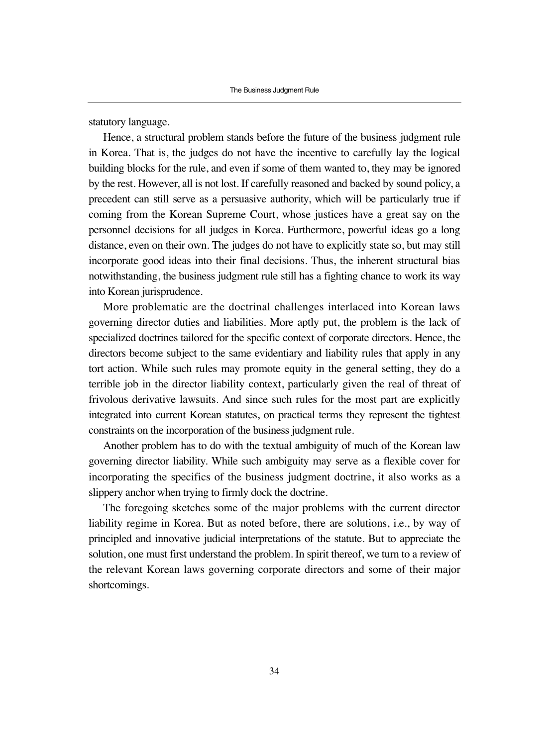statutory language.

Hence, a structural problem stands before the future of the business judgment rule in Korea. That is, the judges do not have the incentive to carefully lay the logical building blocks for the rule, and even if some of them wanted to, they may be ignored by the rest. However, all is not lost. If carefully reasoned and backed by sound policy, a precedent can still serve as a persuasive authority, which will be particularly true if coming from the Korean Supreme Court, whose justices have a great say on the personnel decisions for all judges in Korea. Furthermore, powerful ideas go a long distance, even on their own. The judges do not have to explicitly state so, but may still incorporate good ideas into their final decisions. Thus, the inherent structural bias notwithstanding, the business judgment rule still has a fighting chance to work its way into Korean jurisprudence.

More problematic are the doctrinal challenges interlaced into Korean laws governing director duties and liabilities. More aptly put, the problem is the lack of specialized doctrines tailored for the specific context of corporate directors. Hence, the directors become subject to the same evidentiary and liability rules that apply in any tort action. While such rules may promote equity in the general setting, they do a terrible job in the director liability context, particularly given the real of threat of frivolous derivative lawsuits. And since such rules for the most part are explicitly integrated into current Korean statutes, on practical terms they represent the tightest constraints on the incorporation of the business judgment rule.

Another problem has to do with the textual ambiguity of much of the Korean law governing director liability. While such ambiguity may serve as a flexible cover for incorporating the specifics of the business judgment doctrine, it also works as a slippery anchor when trying to firmly dock the doctrine.

The foregoing sketches some of the major problems with the current director liability regime in Korea. But as noted before, there are solutions, i.e., by way of principled and innovative judicial interpretations of the statute. But to appreciate the solution, one must first understand the problem. In spirit thereof, we turn to a review of the relevant Korean laws governing corporate directors and some of their major shortcomings.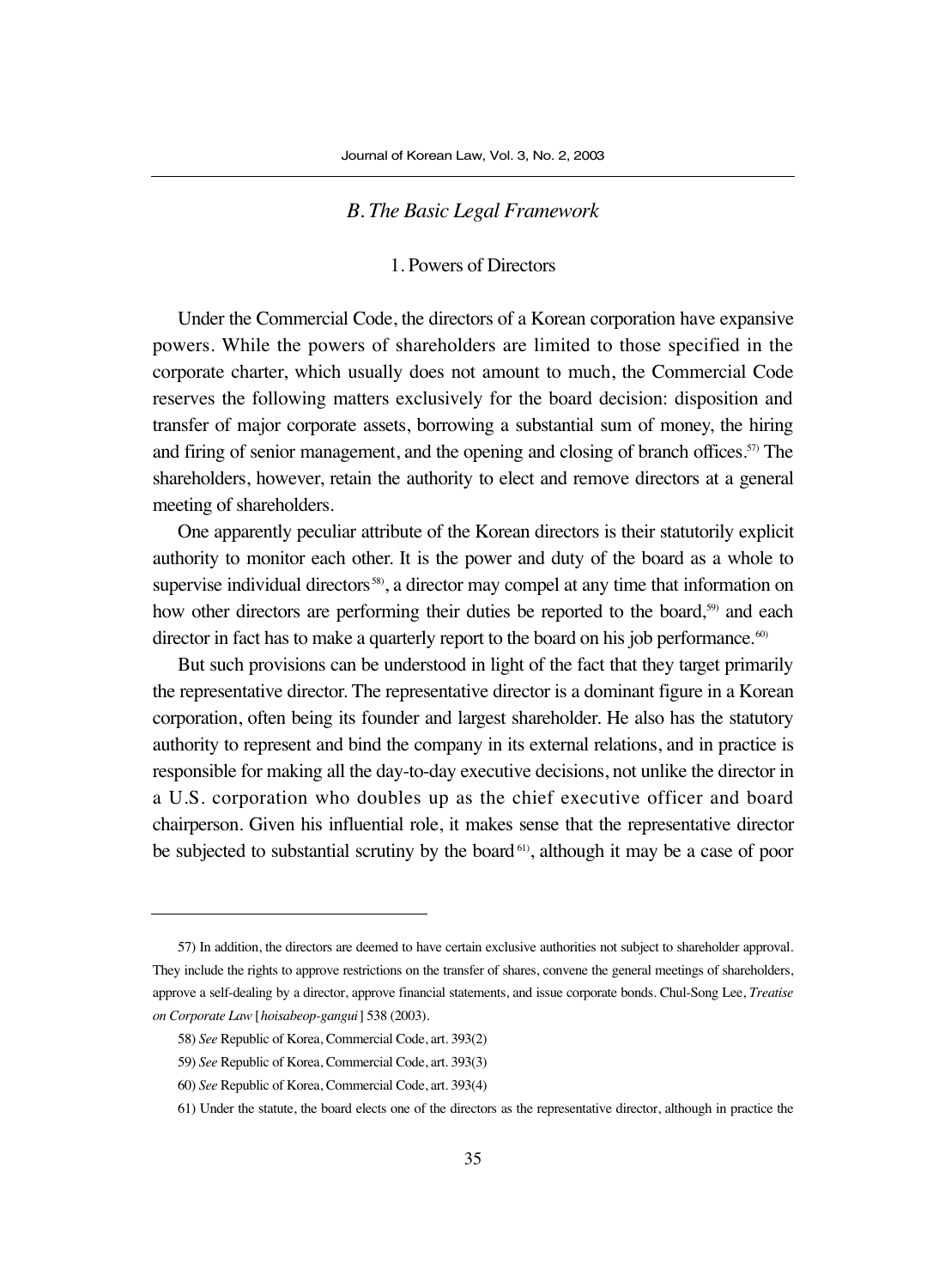### *B. The Basic Legal Framework*

#### 1. Powers of Directors

Under the Commercial Code, the directors of a Korean corporation have expansive powers. While the powers of shareholders are limited to those specified in the corporate charter, which usually does not amount to much, the Commercial Code reserves the following matters exclusively for the board decision: disposition and transfer of major corporate assets, borrowing a substantial sum of money, the hiring and firing of senior management, and the opening and closing of branch offices.[57] The shareholders, however, retain the authority to elect and remove directors at a general meeting of shareholders.

One apparently peculiar attribute of the Korean directors is their statutorily explicit authority to monitor each other. It is the power and duty of the board as a whole to supervise individual directors[58], a director may compel at any time that information on how other directors are performing their duties be reported to the board,[59] and each director in fact has to make a quarterly report to the board on his job performance.[60]

But such provisions can be understood in light of the fact that they target primarily the representative director. The representative director is a dominant figure in a Korean corporation, often being its founder and largest shareholder. He also has the statutory authority to represent and bind the company in its external relations, and in practice is responsible for making all the day-to-day executive decisions, not unlike the director in a U.S. corporation who doubles up as the chief executive officer and board chairperson. Given his influential role, it makes sense that the representative director be subjected to substantial scrutiny by the board[61], although it may be a case of poor

---

57) In addition, the directors are deemed to have certain exclusive authorities not subject to shareholder approval. They include the rights to approve restrictions on the transfer of shares, convene the general meetings of shareholders, approve a self-dealing by a director, approve financial statements, and issue corporate bonds. Chul-Song Lee, *Treatise on Corporate Law* [*hoisabeop-gangui*] 538 (2003).

58) *See* Republic of Korea, Commercial Code, art. 393(2)

59) *See* Republic of Korea, Commercial Code, art. 393(3)

60) *See* Republic of Korea, Commercial Code, art. 393(4)

61) Under the statute, the board elects one of the directors as the representative director, although in practice the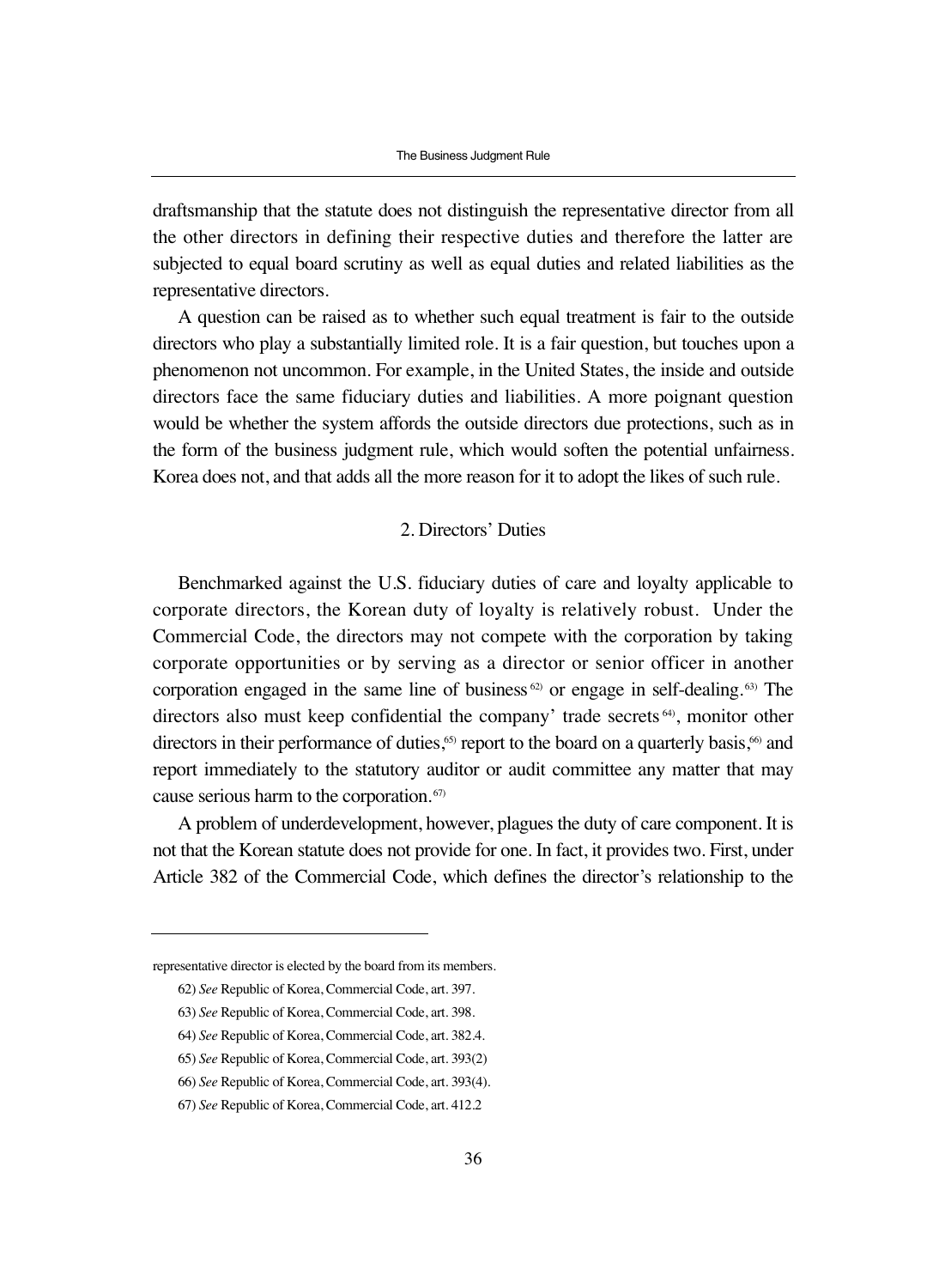draftsmanship that the statute does not distinguish the representative director from all the other directors in defining their respective duties and therefore the latter are subjected to equal board scrutiny as well as equal duties and related liabilities as the representative directors.

A question can be raised as to whether such equal treatment is fair to the outside directors who play a substantially limited role. It is a fair question, but touches upon a phenomenon not uncommon. For example, in the United States, the inside and outside directors face the same fiduciary duties and liabilities. A more poignant question would be whether the system affords the outside directors due protections, such as in the form of the business judgment rule, which would soften the potential unfairness. Korea does not, and that adds all the more reason for it to adopt the likes of such rule.

### 2. Directors' Duties

Benchmarked against the U.S. fiduciary duties of care and loyalty applicable to corporate directors, the Korean duty of loyalty is relatively robust. Under the Commercial Code, the directors may not compete with the corporation by taking corporate opportunities or by serving as a director or senior officer in another corporation engaged in the same line of business[62] or engage in self-dealing.[63] The directors also must keep confidential the company' trade secrets[64], monitor other directors in their performance of duties,[65] report to the board on a quarterly basis,[66] and report immediately to the statutory auditor or audit committee any matter that may cause serious harm to the corporation.[67]

A problem of underdevelopment, however, plagues the duty of care component. It is not that the Korean statute does not provide for one. In fact, it provides two. First, under Article 382 of the Commercial Code, which defines the director's relationship to the

---

representative director is elected by the board from its members.

62) *See* Republic of Korea, Commercial Code, art. 397.

63) *See* Republic of Korea, Commercial Code, art. 398.

64) *See* Republic of Korea, Commercial Code, art. 382.4.

65) *See* Republic of Korea, Commercial Code, art. 393(2)

66) *See* Republic of Korea, Commercial Code, art. 393(4).

67) *See* Republic of Korea, Commercial Code, art. 412.2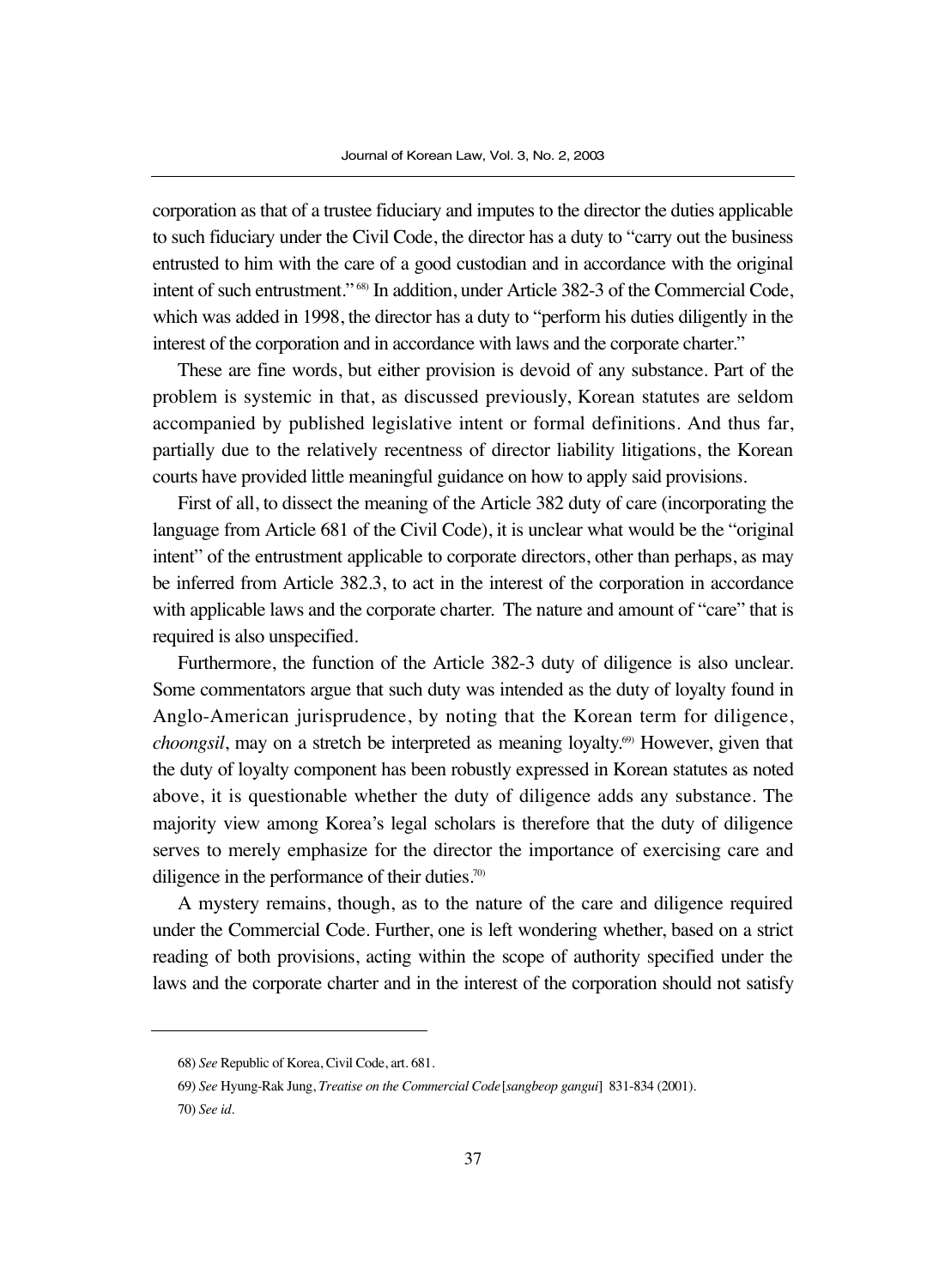corporation as that of a trustee fiduciary and imputes to the director the duties applicable to such fiduciary under the Civil Code, the director has a duty to "carry out the business entrusted to him with the care of a good custodian and in accordance with the original intent of such entrustment."[68] In addition, under Article 382-3 of the Commercial Code, which was added in 1998, the director has a duty to "perform his duties diligently in the interest of the corporation and in accordance with laws and the corporate charter."

These are fine words, but either provision is devoid of any substance. Part of the problem is systemic in that, as discussed previously, Korean statutes are seldom accompanied by published legislative intent or formal definitions. And thus far, partially due to the relatively recentness of director liability litigations, the Korean courts have provided little meaningful guidance on how to apply said provisions.

First of all, to dissect the meaning of the Article 382 duty of care (incorporating the language from Article 681 of the Civil Code), it is unclear what would be the "original intent" of the entrustment applicable to corporate directors, other than perhaps, as may be inferred from Article 382.3, to act in the interest of the corporation in accordance with applicable laws and the corporate charter. The nature and amount of "care" that is required is also unspecified.

Furthermore, the function of the Article 382-3 duty of diligence is also unclear. Some commentators argue that such duty was intended as the duty of loyalty found in Anglo-American jurisprudence, by noting that the Korean term for diligence, *choongsil*, may on a stretch be interpreted as meaning loyalty.[69] However, given that the duty of loyalty component has been robustly expressed in Korean statutes as noted above, it is questionable whether the duty of diligence adds any substance. The majority view among Korea's legal scholars is therefore that the duty of diligence serves to merely emphasize for the director the importance of exercising care and diligence in the performance of their duties.[70]

A mystery remains, though, as to the nature of the care and diligence required under the Commercial Code. Further, one is left wondering whether, based on a strict reading of both provisions, acting within the scope of authority specified under the laws and the corporate charter and in the interest of the corporation should not satisfy

---

68) *See* Republic of Korea, Civil Code, art. 681.

69) *See* Hyung-Rak Jung, *Treatise on the Commercial Code* [*sangbeop gangui*] 831-834 (2001).

70) *See id*.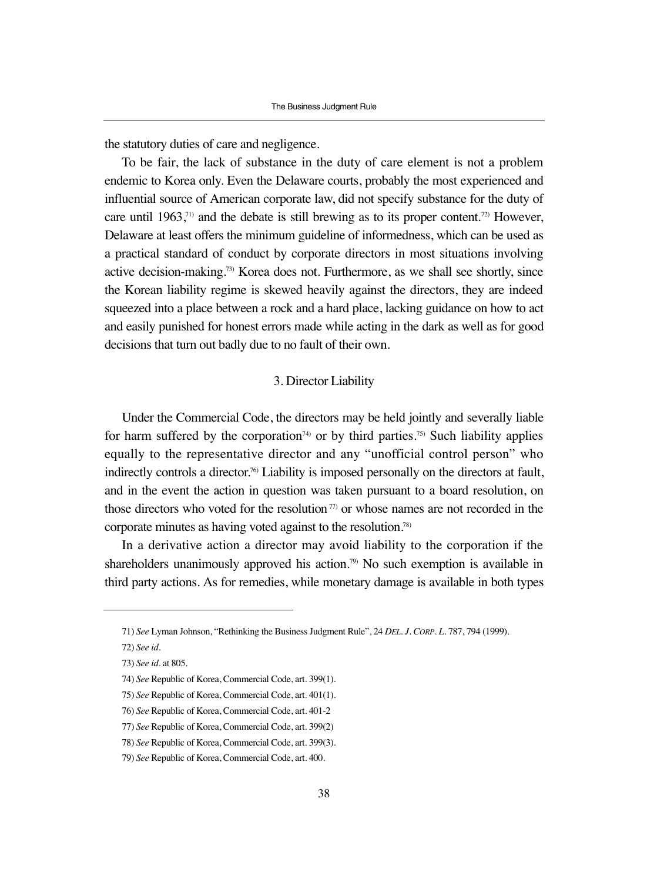the statutory duties of care and negligence.

To be fair, the lack of substance in the duty of care element is not a problem endemic to Korea only. Even the Delaware courts, probably the most experienced and influential source of American corporate law, did not specify substance for the duty of care until 1963,[71] and the debate is still brewing as to its proper content.[72] However, Delaware at least offers the minimum guideline of informedness, which can be used as a practical standard of conduct by corporate directors in most situations involving active decision-making.[73] Korea does not. Furthermore, as we shall see shortly, since the Korean liability regime is skewed heavily against the directors, they are indeed squeezed into a place between a rock and a hard place, lacking guidance on how to act and easily punished for honest errors made while acting in the dark as well as for good decisions that turn out badly due to no fault of their own.

### 3. Director Liability

Under the Commercial Code, the directors may be held jointly and severally liable for harm suffered by the corporation[74] or by third parties.[75] Such liability applies equally to the representative director and any "unofficial control person" who indirectly controls a director.[76] Liability is imposed personally on the directors at fault, and in the event the action in question was taken pursuant to a board resolution, on those directors who voted for the resolution[77] or whose names are not recorded in the corporate minutes as having voted against to the resolution.[78]

In a derivative action a director may avoid liability to the corporation if the shareholders unanimously approved his action.[79] No such exemption is available in third party actions. As for remedies, while monetary damage is available in both types

---

71) *See* Lyman Johnson, "Rethinking the Business Judgment Rule", 24 *Del. J. Corp. L.* 787, 794 (1999).

72) *See id.*

73) *See id.* at 805.

74) *See* Republic of Korea, Commercial Code, art. 399(1).

75) *See* Republic of Korea, Commercial Code, art. 401(1).

76) *See* Republic of Korea, Commercial Code, art. 401-2

77) *See* Republic of Korea, Commercial Code, art. 399(2)

78) *See* Republic of Korea, Commercial Code, art. 399(3).

79) *See* Republic of Korea, Commercial Code, art. 400.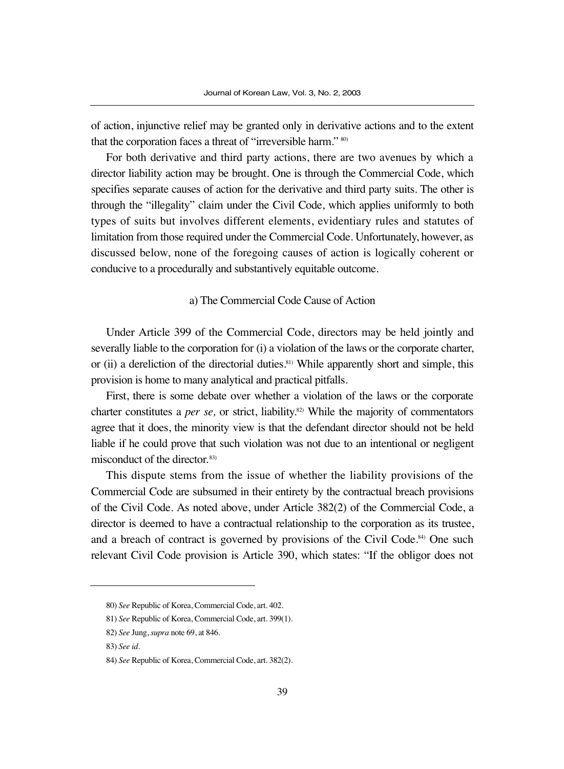of action, injunctive relief may be granted only in derivative actions and to the extent that the corporation faces a threat of "irreversible harm." [80]

For both derivative and third party actions, there are two avenues by which a director liability action may be brought. One is through the Commercial Code, which specifies separate causes of action for the derivative and third party suits. The other is through the "illegality" claim under the Civil Code, which applies uniformly to both types of suits but involves different elements, evidentiary rules and statutes of limitation from those required under the Commercial Code. Unfortunately, however, as discussed below, none of the foregoing causes of action is logically coherent or conducive to a procedurally and substantively equitable outcome.

### a) The Commercial Code Cause of Action

Under Article 399 of the Commercial Code, directors may be held jointly and severally liable to the corporation for (i) a violation of the laws or the corporate charter, or (ii) a dereliction of the directorial duties.[81] While apparently short and simple, this provision is home to many analytical and practical pitfalls.

First, there is some debate over whether a violation of the laws or the corporate charter constitutes a *per se,* or strict, liability.[82] While the majority of commentators agree that it does, the minority view is that the defendant director should not be held liable if he could prove that such violation was not due to an intentional or negligent misconduct of the director.[83]

This dispute stems from the issue of whether the liability provisions of the Commercial Code are subsumed in their entirety by the contractual breach provisions of the Civil Code. As noted above, under Article 382(2) of the Commercial Code, a director is deemed to have a contractual relationship to the corporation as its trustee, and a breach of contract is governed by provisions of the Civil Code.[84] One such relevant Civil Code provision is Article 390, which states: "If the obligor does not

---

80) *See* Republic of Korea, Commercial Code, art. 402.

81) *See* Republic of Korea, Commercial Code, art. 399(1).

82) *See* Jung, *supra* note 69, at 846.

83) *See id*.

84) *See* Republic of Korea, Commercial Code, art. 382(2).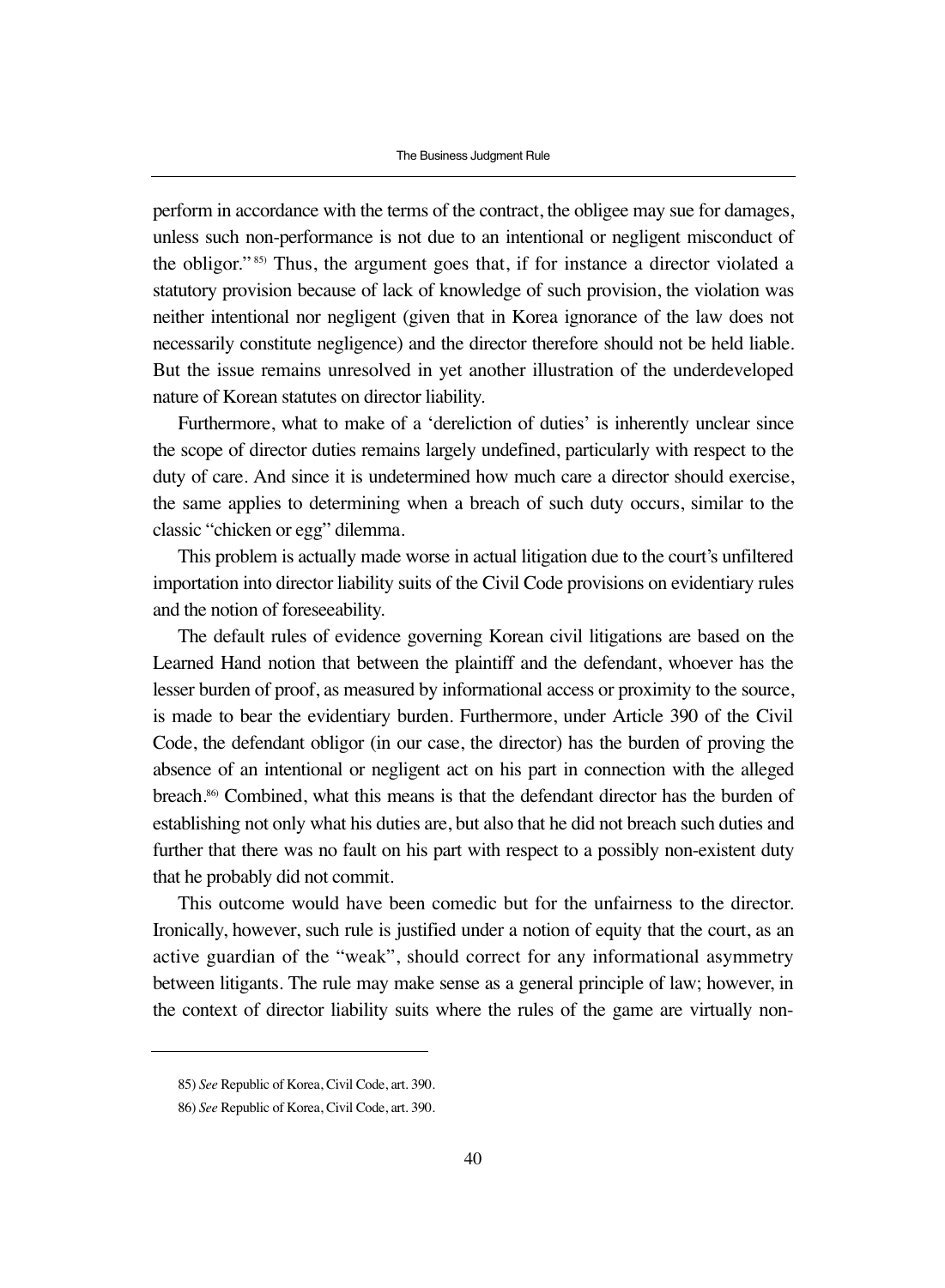perform in accordance with the terms of the contract, the obligee may sue for damages, unless such non-performance is not due to an intentional or negligent misconduct of the obligor."[85] Thus, the argument goes that, if for instance a director violated a statutory provision because of lack of knowledge of such provision, the violation was neither intentional nor negligent (given that in Korea ignorance of the law does not necessarily constitute negligence) and the director therefore should not be held liable. But the issue remains unresolved in yet another illustration of the underdeveloped nature of Korean statutes on director liability.

Furthermore, what to make of a 'dereliction of duties' is inherently unclear since the scope of director duties remains largely undefined, particularly with respect to the duty of care. And since it is undetermined how much care a director should exercise, the same applies to determining when a breach of such duty occurs, similar to the classic "chicken or egg" dilemma.

This problem is actually made worse in actual litigation due to the court's unfiltered importation into director liability suits of the Civil Code provisions on evidentiary rules and the notion of foreseeability.

The default rules of evidence governing Korean civil litigations are based on the Learned Hand notion that between the plaintiff and the defendant, whoever has the lesser burden of proof, as measured by informational access or proximity to the source, is made to bear the evidentiary burden. Furthermore, under Article 390 of the Civil Code, the defendant obligor (in our case, the director) has the burden of proving the absence of an intentional or negligent act on his part in connection with the alleged breach.[86] Combined, what this means is that the defendant director has the burden of establishing not only what his duties are, but also that he did not breach such duties and further that there was no fault on his part with respect to a possibly non-existent duty that he probably did not commit.

This outcome would have been comedic but for the unfairness to the director. Ironically, however, such rule is justified under a notion of equity that the court, as an active guardian of the "weak", should correct for any informational asymmetry between litigants. The rule may make sense as a general principle of law; however, in the context of director liability suits where the rules of the game are virtually non-

---

85) *See* Republic of Korea, Civil Code, art. 390.

86) *See* Republic of Korea, Civil Code, art. 390.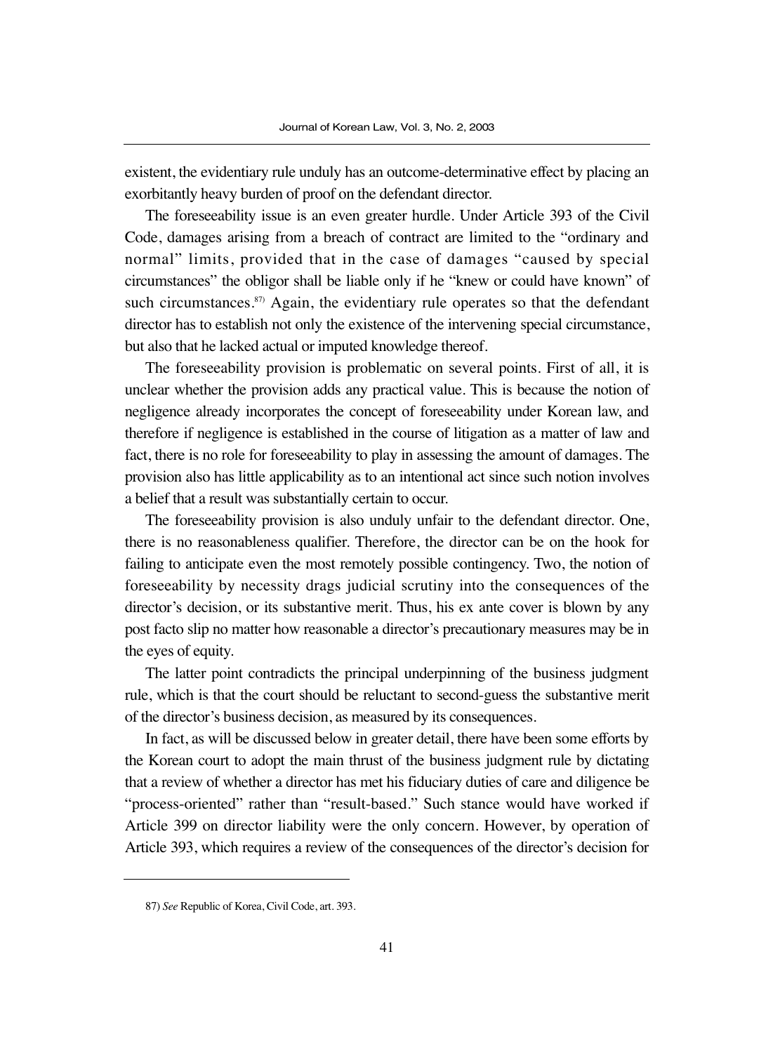existent, the evidentiary rule unduly has an outcome-determinative effect by placing an exorbitantly heavy burden of proof on the defendant director.

The foreseeability issue is an even greater hurdle. Under Article 393 of the Civil Code, damages arising from a breach of contract are limited to the "ordinary and normal" limits, provided that in the case of damages "caused by special circumstances" the obligor shall be liable only if he "knew or could have known" of such circumstances.[87] Again, the evidentiary rule operates so that the defendant director has to establish not only the existence of the intervening special circumstance, but also that he lacked actual or imputed knowledge thereof.

The foreseeability provision is problematic on several points. First of all, it is unclear whether the provision adds any practical value. This is because the notion of negligence already incorporates the concept of foreseeability under Korean law, and therefore if negligence is established in the course of litigation as a matter of law and fact, there is no role for foreseeability to play in assessing the amount of damages. The provision also has little applicability as to an intentional act since such notion involves a belief that a result was substantially certain to occur.

The foreseeability provision is also unduly unfair to the defendant director. One, there is no reasonableness qualifier. Therefore, the director can be on the hook for failing to anticipate even the most remotely possible contingency. Two, the notion of foreseeability by necessity drags judicial scrutiny into the consequences of the director's decision, or its substantive merit. Thus, his ex ante cover is blown by any post facto slip no matter how reasonable a director's precautionary measures may be in the eyes of equity.

The latter point contradicts the principal underpinning of the business judgment rule, which is that the court should be reluctant to second-guess the substantive merit of the director's business decision, as measured by its consequences.

In fact, as will be discussed below in greater detail, there have been some efforts by the Korean court to adopt the main thrust of the business judgment rule by dictating that a review of whether a director has met his fiduciary duties of care and diligence be "process-oriented" rather than "result-based." Such stance would have worked if Article 399 on director liability were the only concern. However, by operation of Article 393, which requires a review of the consequences of the director's decision for

---

87) *See* Republic of Korea, Civil Code, art. 393.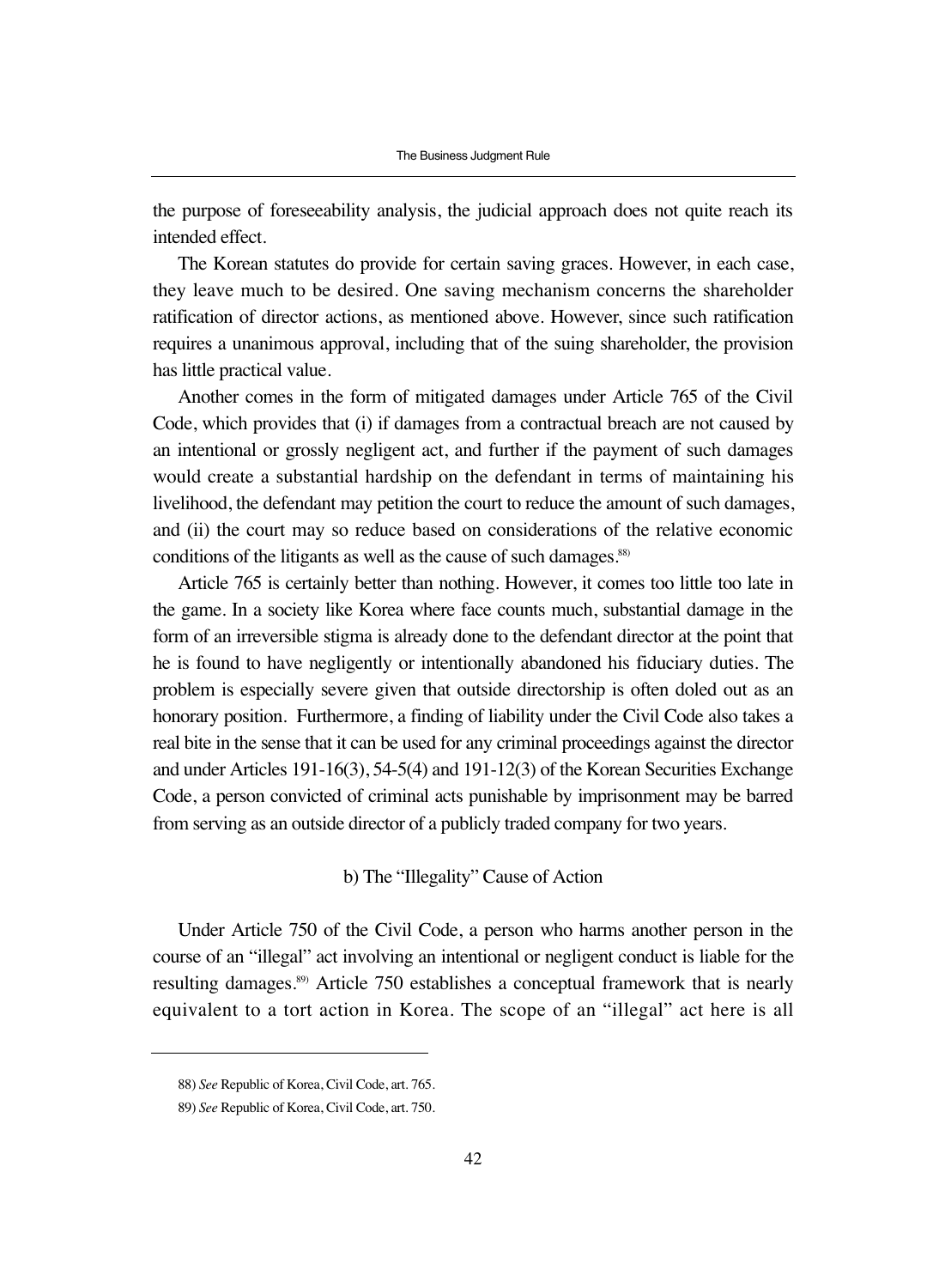the purpose of foreseeability analysis, the judicial approach does not quite reach its intended effect.

The Korean statutes do provide for certain saving graces. However, in each case, they leave much to be desired. One saving mechanism concerns the shareholder ratification of director actions, as mentioned above. However, since such ratification requires a unanimous approval, including that of the suing shareholder, the provision has little practical value.

Another comes in the form of mitigated damages under Article 765 of the Civil Code, which provides that (i) if damages from a contractual breach are not caused by an intentional or grossly negligent act, and further if the payment of such damages would create a substantial hardship on the defendant in terms of maintaining his livelihood, the defendant may petition the court to reduce the amount of such damages, and (ii) the court may so reduce based on considerations of the relative economic conditions of the litigants as well as the cause of such damages.[88]

Article 765 is certainly better than nothing. However, it comes too little too late in the game. In a society like Korea where face counts much, substantial damage in the form of an irreversible stigma is already done to the defendant director at the point that he is found to have negligently or intentionally abandoned his fiduciary duties. The problem is especially severe given that outside directorship is often doled out as an honorary position. Furthermore, a finding of liability under the Civil Code also takes a real bite in the sense that it can be used for any criminal proceedings against the director and under Articles 191-16(3), 54-5(4) and 191-12(3) of the Korean Securities Exchange Code, a person convicted of criminal acts punishable by imprisonment may be barred from serving as an outside director of a publicly traded company for two years.

### b) The "Illegality" Cause of Action

Under Article 750 of the Civil Code, a person who harms another person in the course of an "illegal" act involving an intentional or negligent conduct is liable for the resulting damages.[89] Article 750 establishes a conceptual framework that is nearly equivalent to a tort action in Korea. The scope of an "illegal" act here is all

---

88) *See* Republic of Korea, Civil Code, art. 765.

89) *See* Republic of Korea, Civil Code, art. 750.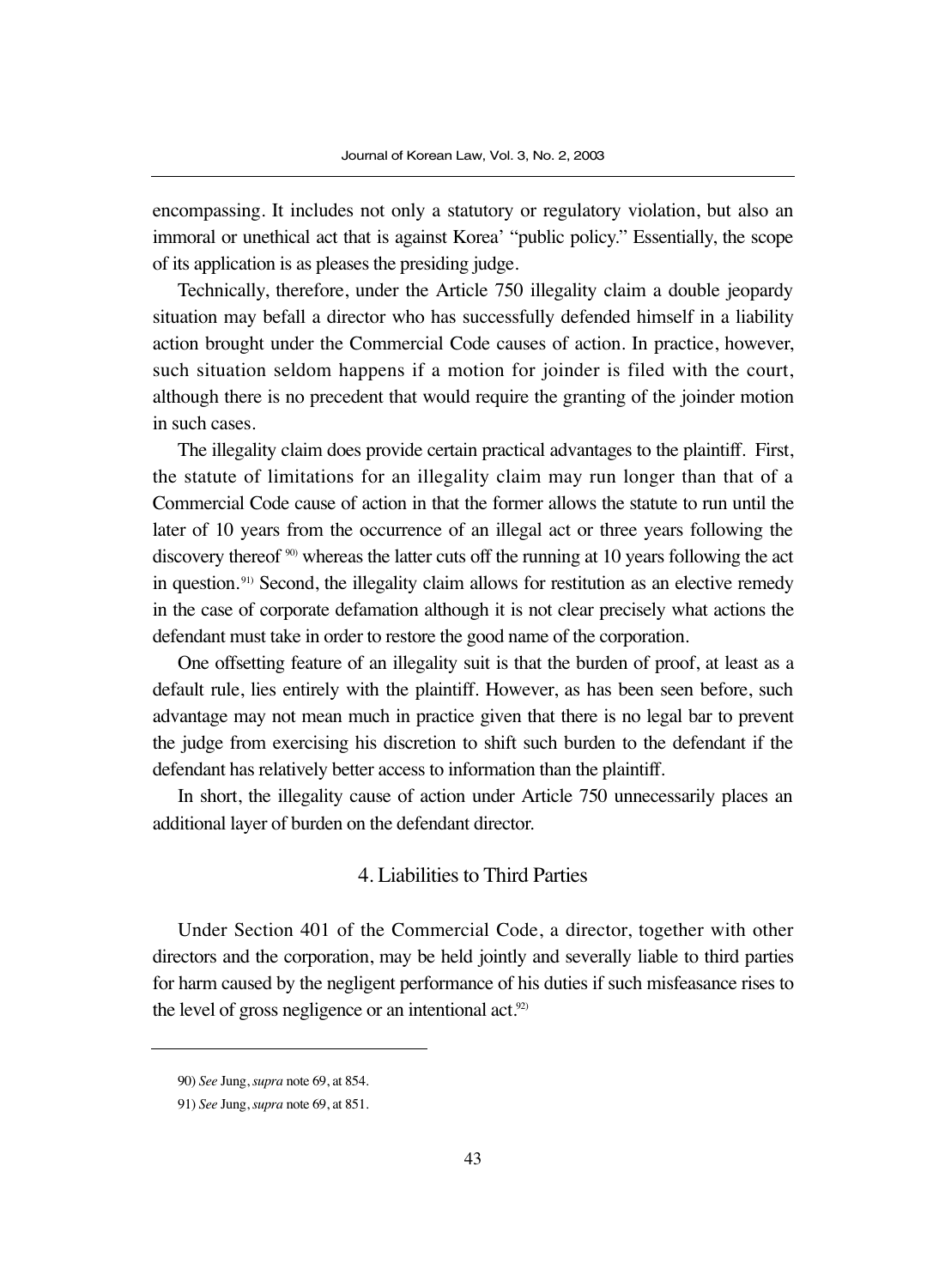encompassing. It includes not only a statutory or regulatory violation, but also an immoral or unethical act that is against Korea' "public policy." Essentially, the scope of its application is as pleases the presiding judge.

Technically, therefore, under the Article 750 illegality claim a double jeopardy situation may befall a director who has successfully defended himself in a liability action brought under the Commercial Code causes of action. In practice, however, such situation seldom happens if a motion for joinder is filed with the court, although there is no precedent that would require the granting of the joinder motion in such cases.

The illegality claim does provide certain practical advantages to the plaintiff. First, the statute of limitations for an illegality claim may run longer than that of a Commercial Code cause of action in that the former allows the statute to run until the later of 10 years from the occurrence of an illegal act or three years following the discovery thereof [90] whereas the latter cuts off the running at 10 years following the act in question.[91] Second, the illegality claim allows for restitution as an elective remedy in the case of corporate defamation although it is not clear precisely what actions the defendant must take in order to restore the good name of the corporation.

One offsetting feature of an illegality suit is that the burden of proof, at least as a default rule, lies entirely with the plaintiff. However, as has been seen before, such advantage may not mean much in practice given that there is no legal bar to prevent the judge from exercising his discretion to shift such burden to the defendant if the defendant has relatively better access to information than the plaintiff.

In short, the illegality cause of action under Article 750 unnecessarily places an additional layer of burden on the defendant director.

### 4. Liabilities to Third Parties

Under Section 401 of the Commercial Code, a director, together with other directors and the corporation, may be held jointly and severally liable to third parties for harm caused by the negligent performance of his duties if such misfeasance rises to the level of gross negligence or an intentional act.[92]

---

90) *See* Jung, *supra* note 69, at 854.

91) *See* Jung, *supra* note 69, at 851.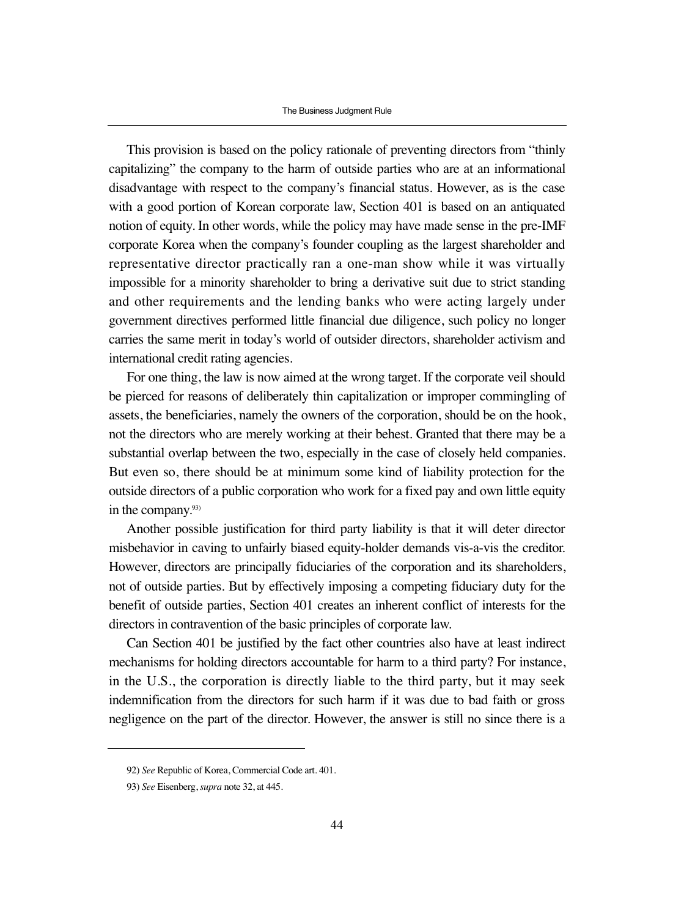This provision is based on the policy rationale of preventing directors from "thinly capitalizing" the company to the harm of outside parties who are at an informational disadvantage with respect to the company's financial status. However, as is the case with a good portion of Korean corporate law, Section 401 is based on an antiquated notion of equity. In other words, while the policy may have made sense in the pre-IMF corporate Korea when the company's founder coupling as the largest shareholder and representative director practically ran a one-man show while it was virtually impossible for a minority shareholder to bring a derivative suit due to strict standing and other requirements and the lending banks who were acting largely under government directives performed little financial due diligence, such policy no longer carries the same merit in today's world of outsider directors, shareholder activism and international credit rating agencies.

For one thing, the law is now aimed at the wrong target. If the corporate veil should be pierced for reasons of deliberately thin capitalization or improper commingling of assets, the beneficiaries, namely the owners of the corporation, should be on the hook, not the directors who are merely working at their behest. Granted that there may be a substantial overlap between the two, especially in the case of closely held companies. But even so, there should be at minimum some kind of liability protection for the outside directors of a public corporation who work for a fixed pay and own little equity in the company.[93]

Another possible justification for third party liability is that it will deter director misbehavior in caving to unfairly biased equity-holder demands vis-a-vis the creditor. However, directors are principally fiduciaries of the corporation and its shareholders, not of outside parties. But by effectively imposing a competing fiduciary duty for the benefit of outside parties, Section 401 creates an inherent conflict of interests for the directors in contravention of the basic principles of corporate law.

Can Section 401 be justified by the fact other countries also have at least indirect mechanisms for holding directors accountable for harm to a third party? For instance, in the U.S., the corporation is directly liable to the third party, but it may seek indemnification from the directors for such harm if it was due to bad faith or gross negligence on the part of the director. However, the answer is still no since there is a

---

92) *See* Republic of Korea, Commercial Code art. 401.

93) *See* Eisenberg, *supra* note 32, at 445.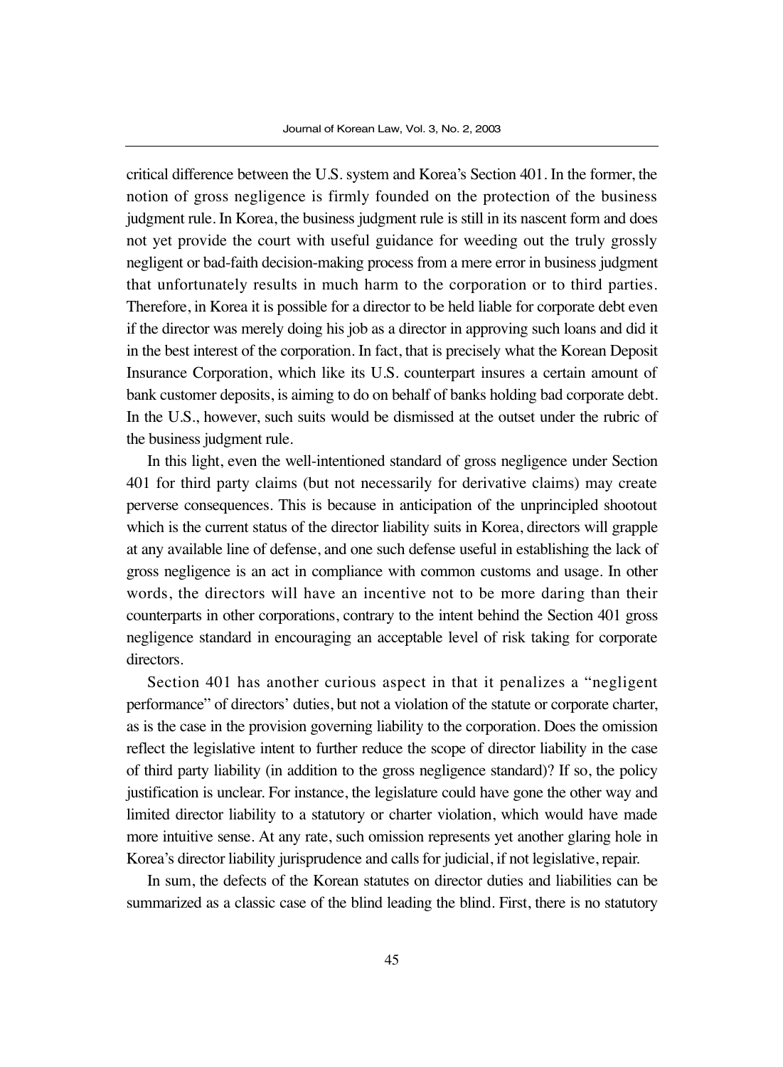critical difference between the U.S. system and Korea's Section 401. In the former, the notion of gross negligence is firmly founded on the protection of the business judgment rule. In Korea, the business judgment rule is still in its nascent form and does not yet provide the court with useful guidance for weeding out the truly grossly negligent or bad-faith decision-making process from a mere error in business judgment that unfortunately results in much harm to the corporation or to third parties. Therefore, in Korea it is possible for a director to be held liable for corporate debt even if the director was merely doing his job as a director in approving such loans and did it in the best interest of the corporation. In fact, that is precisely what the Korean Deposit Insurance Corporation, which like its U.S. counterpart insures a certain amount of bank customer deposits, is aiming to do on behalf of banks holding bad corporate debt. In the U.S., however, such suits would be dismissed at the outset under the rubric of the business judgment rule.

In this light, even the well-intentioned standard of gross negligence under Section 401 for third party claims (but not necessarily for derivative claims) may create perverse consequences. This is because in anticipation of the unprincipled shootout which is the current status of the director liability suits in Korea, directors will grapple at any available line of defense, and one such defense useful in establishing the lack of gross negligence is an act in compliance with common customs and usage. In other words, the directors will have an incentive not to be more daring than their counterparts in other corporations, contrary to the intent behind the Section 401 gross negligence standard in encouraging an acceptable level of risk taking for corporate directors.

Section 401 has another curious aspect in that it penalizes a "negligent performance" of directors' duties, but not a violation of the statute or corporate charter, as is the case in the provision governing liability to the corporation. Does the omission reflect the legislative intent to further reduce the scope of director liability in the case of third party liability (in addition to the gross negligence standard)? If so, the policy justification is unclear. For instance, the legislature could have gone the other way and limited director liability to a statutory or charter violation, which would have made more intuitive sense. At any rate, such omission represents yet another glaring hole in Korea's director liability jurisprudence and calls for judicial, if not legislative, repair.

In sum, the defects of the Korean statutes on director duties and liabilities can be summarized as a classic case of the blind leading the blind. First, there is no statutory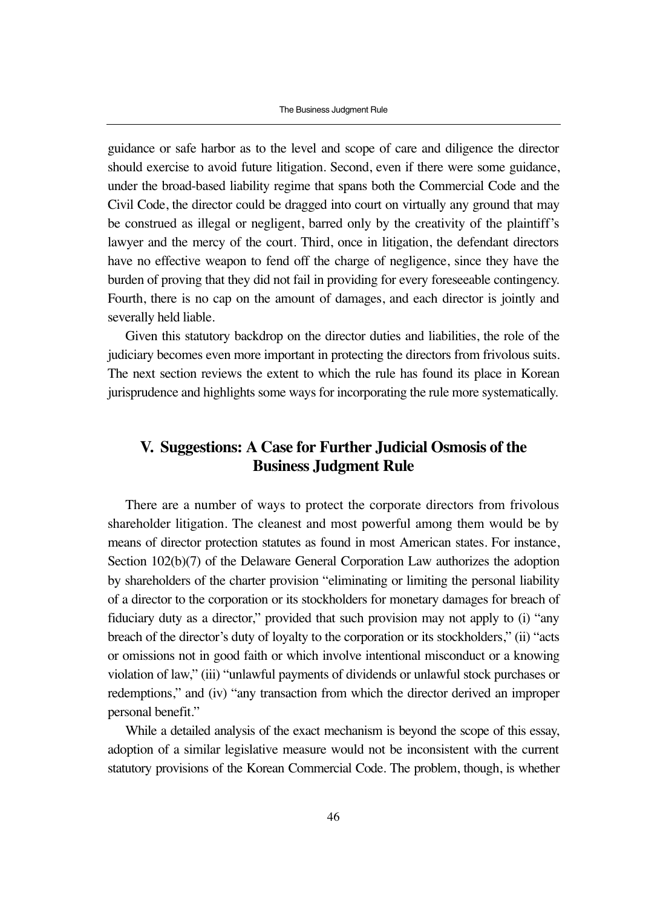guidance or safe harbor as to the level and scope of care and diligence the director should exercise to avoid future litigation. Second, even if there were some guidance, under the broad-based liability regime that spans both the Commercial Code and the Civil Code, the director could be dragged into court on virtually any ground that may be construed as illegal or negligent, barred only by the creativity of the plaintiff's lawyer and the mercy of the court. Third, once in litigation, the defendant directors have no effective weapon to fend off the charge of negligence, since they have the burden of proving that they did not fail in providing for every foreseeable contingency. Fourth, there is no cap on the amount of damages, and each director is jointly and severally held liable.

Given this statutory backdrop on the director duties and liabilities, the role of the judiciary becomes even more important in protecting the directors from frivolous suits. The next section reviews the extent to which the rule has found its place in Korean jurisprudence and highlights some ways for incorporating the rule more systematically.

## V. Suggestions: A Case for Further Judicial Osmosis of the Business Judgment Rule

There are a number of ways to protect the corporate directors from frivolous shareholder litigation. The cleanest and most powerful among them would be by means of director protection statutes as found in most American states. For instance, Section 102(b)(7) of the Delaware General Corporation Law authorizes the adoption by shareholders of the charter provision "eliminating or limiting the personal liability of a director to the corporation or its stockholders for monetary damages for breach of fiduciary duty as a director," provided that such provision may not apply to (i) "any breach of the director's duty of loyalty to the corporation or its stockholders," (ii) "acts or omissions not in good faith or which involve intentional misconduct or a knowing violation of law," (iii) "unlawful payments of dividends or unlawful stock purchases or redemptions," and (iv) "any transaction from which the director derived an improper personal benefit."

While a detailed analysis of the exact mechanism is beyond the scope of this essay, adoption of a similar legislative measure would not be inconsistent with the current statutory provisions of the Korean Commercial Code. The problem, though, is whether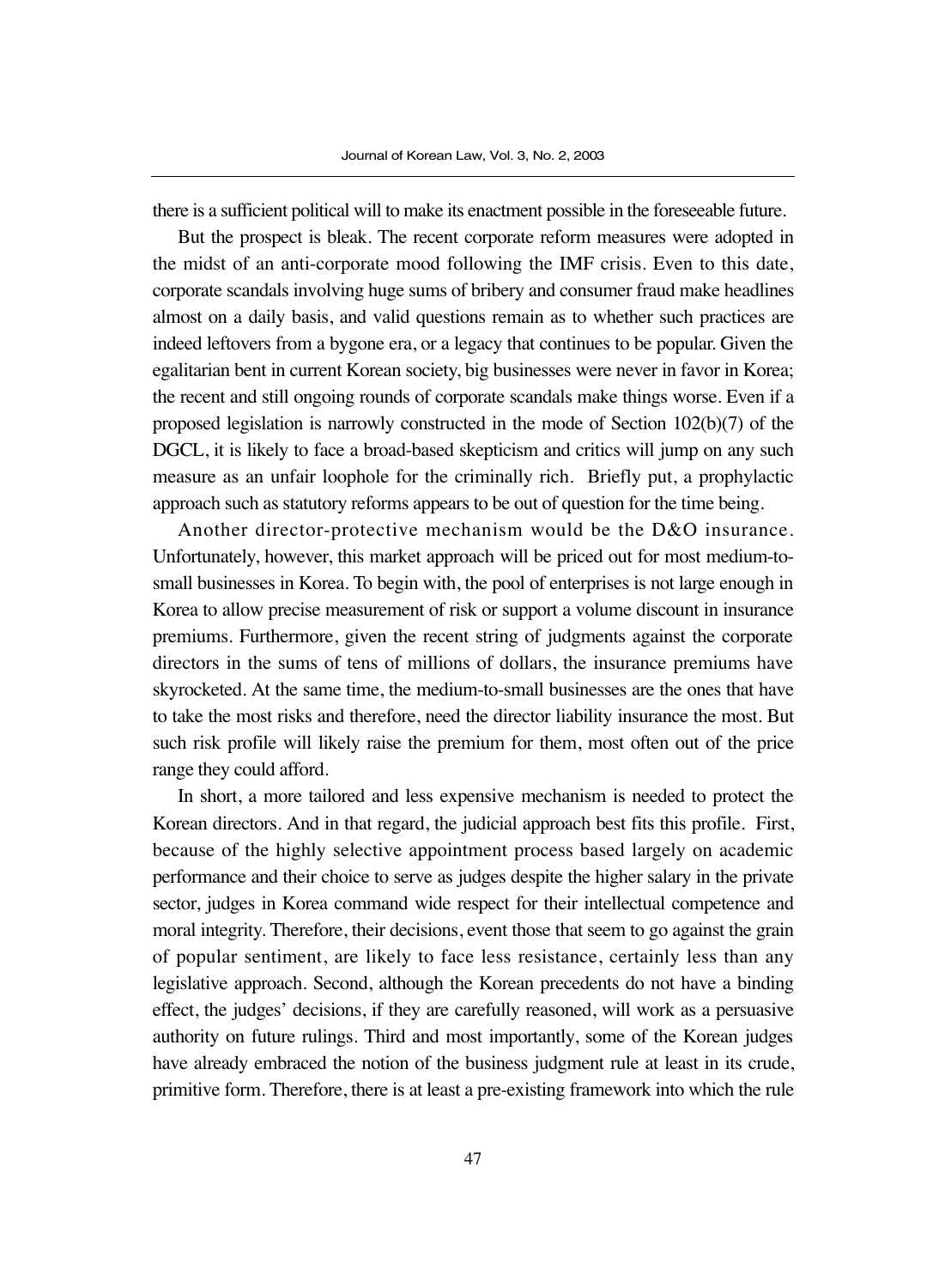there is a sufficient political will to make its enactment possible in the foreseeable future.

But the prospect is bleak. The recent corporate reform measures were adopted in the midst of an anti-corporate mood following the IMF crisis. Even to this date, corporate scandals involving huge sums of bribery and consumer fraud make headlines almost on a daily basis, and valid questions remain as to whether such practices are indeed leftovers from a bygone era, or a legacy that continues to be popular. Given the egalitarian bent in current Korean society, big businesses were never in favor in Korea; the recent and still ongoing rounds of corporate scandals make things worse. Even if a proposed legislation is narrowly constructed in the mode of Section 102(b)(7) of the DGCL, it is likely to face a broad-based skepticism and critics will jump on any such measure as an unfair loophole for the criminally rich. Briefly put, a prophylactic approach such as statutory reforms appears to be out of question for the time being.

Another director-protective mechanism would be the D&O insurance. Unfortunately, however, this market approach will be priced out for most medium-to-small businesses in Korea. To begin with, the pool of enterprises is not large enough in Korea to allow precise measurement of risk or support a volume discount in insurance premiums. Furthermore, given the recent string of judgments against the corporate directors in the sums of tens of millions of dollars, the insurance premiums have skyrocketed. At the same time, the medium-to-small businesses are the ones that have to take the most risks and therefore, need the director liability insurance the most. But such risk profile will likely raise the premium for them, most often out of the price range they could afford.

In short, a more tailored and less expensive mechanism is needed to protect the Korean directors. And in that regard, the judicial approach best fits this profile. First, because of the highly selective appointment process based largely on academic performance and their choice to serve as judges despite the higher salary in the private sector, judges in Korea command wide respect for their intellectual competence and moral integrity. Therefore, their decisions, event those that seem to go against the grain of popular sentiment, are likely to face less resistance, certainly less than any legislative approach. Second, although the Korean precedents do not have a binding effect, the judges' decisions, if they are carefully reasoned, will work as a persuasive authority on future rulings. Third and most importantly, some of the Korean judges have already embraced the notion of the business judgment rule at least in its crude, primitive form. Therefore, there is at least a pre-existing framework into which the rule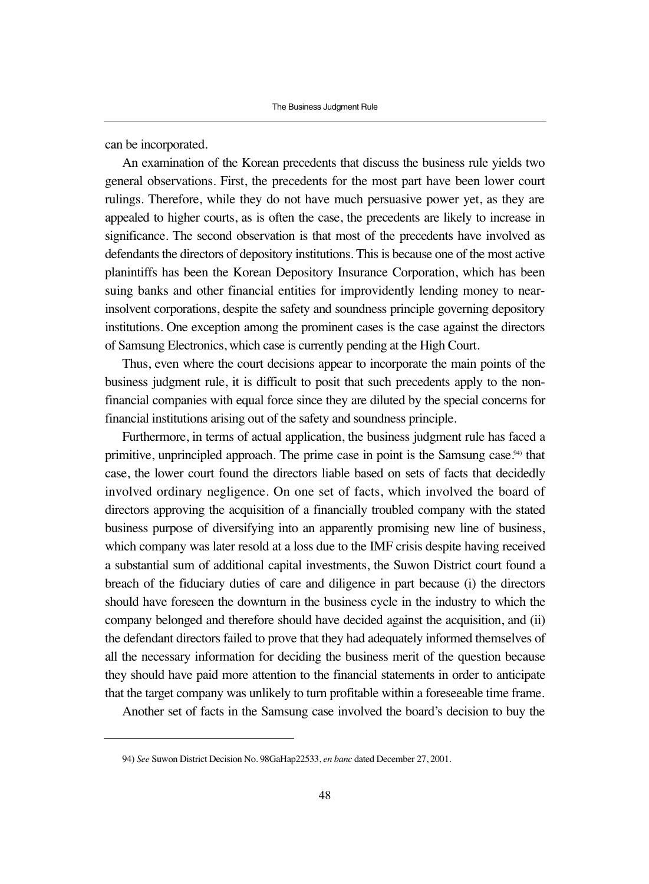can be incorporated.

An examination of the Korean precedents that discuss the business rule yields two general observations. First, the precedents for the most part have been lower court rulings. Therefore, while they do not have much persuasive power yet, as they are appealed to higher courts, as is often the case, the precedents are likely to increase in significance. The second observation is that most of the precedents have involved as defendants the directors of depository institutions. This is because one of the most active planintiffs has been the Korean Depository Insurance Corporation, which has been suing banks and other financial entities for improvidently lending money to near-insolvent corporations, despite the safety and soundness principle governing depository institutions. One exception among the prominent cases is the case against the directors of Samsung Electronics, which case is currently pending at the High Court.

Thus, even where the court decisions appear to incorporate the main points of the business judgment rule, it is difficult to posit that such precedents apply to the non-financial companies with equal force since they are diluted by the special concerns for financial institutions arising out of the safety and soundness principle.

Furthermore, in terms of actual application, the business judgment rule has faced a primitive, unprincipled approach. The prime case in point is the Samsung case.[94] that case, the lower court found the directors liable based on sets of facts that decidedly involved ordinary negligence. On one set of facts, which involved the board of directors approving the acquisition of a financially troubled company with the stated business purpose of diversifying into an apparently promising new line of business, which company was later resold at a loss due to the IMF crisis despite having received a substantial sum of additional capital investments, the Suwon District court found a breach of the fiduciary duties of care and diligence in part because (i) the directors should have foreseen the downturn in the business cycle in the industry to which the company belonged and therefore should have decided against the acquisition, and (ii) the defendant directors failed to prove that they had adequately informed themselves of all the necessary information for deciding the business merit of the question because they should have paid more attention to the financial statements in order to anticipate that the target company was unlikely to turn profitable within a foreseeable time frame.

Another set of facts in the Samsung case involved the board's decision to buy the

---

94) *See* Suwon District Decision No. 98GaHap22533, *en banc* dated December 27, 2001.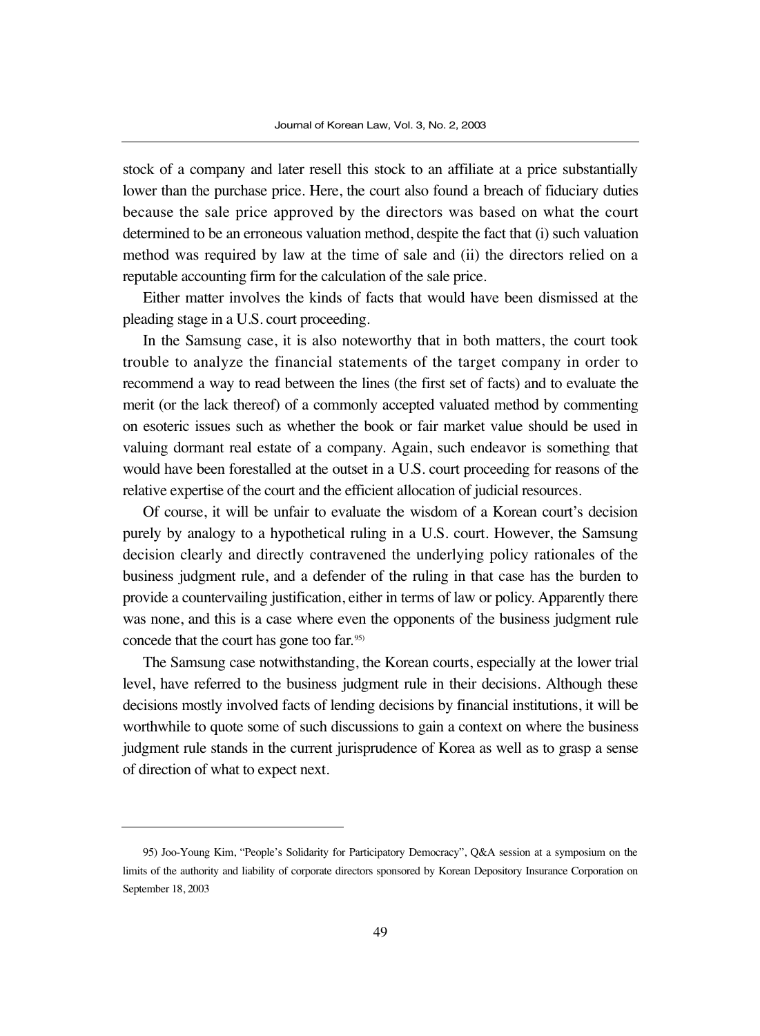stock of a company and later resell this stock to an affiliate at a price substantially lower than the purchase price. Here, the court also found a breach of fiduciary duties because the sale price approved by the directors was based on what the court determined to be an erroneous valuation method, despite the fact that (i) such valuation method was required by law at the time of sale and (ii) the directors relied on a reputable accounting firm for the calculation of the sale price.

Either matter involves the kinds of facts that would have been dismissed at the pleading stage in a U.S. court proceeding.

In the Samsung case, it is also noteworthy that in both matters, the court took trouble to analyze the financial statements of the target company in order to recommend a way to read between the lines (the first set of facts) and to evaluate the merit (or the lack thereof) of a commonly accepted valuated method by commenting on esoteric issues such as whether the book or fair market value should be used in valuing dormant real estate of a company. Again, such endeavor is something that would have been forestalled at the outset in a U.S. court proceeding for reasons of the relative expertise of the court and the efficient allocation of judicial resources.

Of course, it will be unfair to evaluate the wisdom of a Korean court's decision purely by analogy to a hypothetical ruling in a U.S. court. However, the Samsung decision clearly and directly contravened the underlying policy rationales of the business judgment rule, and a defender of the ruling in that case has the burden to provide a countervailing justification, either in terms of law or policy. Apparently there was none, and this is a case where even the opponents of the business judgment rule concede that the court has gone too far.[95]

The Samsung case notwithstanding, the Korean courts, especially at the lower trial level, have referred to the business judgment rule in their decisions. Although these decisions mostly involved facts of lending decisions by financial institutions, it will be worthwhile to quote some of such discussions to gain a context on where the business judgment rule stands in the current jurisprudence of Korea as well as to grasp a sense of direction of what to expect next.

---

95) Joo-Young Kim, "People's Solidarity for Participatory Democracy", Q&A session at a symposium on the limits of the authority and liability of corporate directors sponsored by Korean Depository Insurance Corporation on September 18, 2003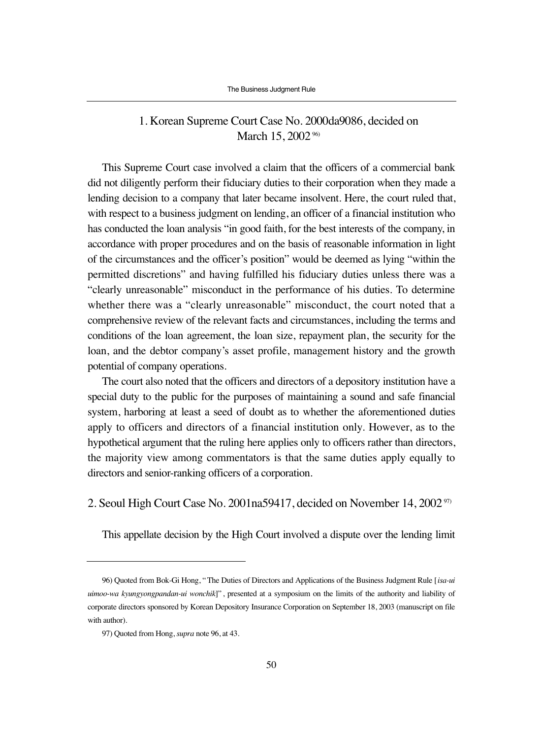## 1. Korean Supreme Court Case No. 2000da9086, decided on March 15, 2002 [96]

This Supreme Court case involved a claim that the officers of a commercial bank did not diligently perform their fiduciary duties to their corporation when they made a lending decision to a company that later became insolvent. Here, the court ruled that, with respect to a business judgment on lending, an officer of a financial institution who has conducted the loan analysis "in good faith, for the best interests of the company, in accordance with proper procedures and on the basis of reasonable information in light of the circumstances and the officer's position" would be deemed as lying "within the permitted discretions" and having fulfilled his fiduciary duties unless there was a "clearly unreasonable" misconduct in the performance of his duties. To determine whether there was a "clearly unreasonable" misconduct, the court noted that a comprehensive review of the relevant facts and circumstances, including the terms and conditions of the loan agreement, the loan size, repayment plan, the security for the loan, and the debtor company's asset profile, management history and the growth potential of company operations.

The court also noted that the officers and directors of a depository institution have a special duty to the public for the purposes of maintaining a sound and safe financial system, harboring at least a seed of doubt as to whether the aforementioned duties apply to officers and directors of a financial institution only. However, as to the hypothetical argument that the ruling here applies only to officers rather than directors, the majority view among commentators is that the same duties apply equally to directors and senior-ranking officers of a corporation.

## 2. Seoul High Court Case No. 2001na59417, decided on November 14, 2002 [97]

This appellate decision by the High Court involved a dispute over the lending limit

---

96) Quoted from Bok-Gi Hong, "The Duties of Directors and Applications of the Business Judgment Rule [*isa-ui uimoo-wa kyungyongpandan-ui wonchik*]", presented at a symposium on the limits of the authority and liability of corporate directors sponsored by Korean Depository Insurance Corporation on September 18, 2003 (manuscript on file with author).

97) Quoted from Hong, *supra* note 96, at 43.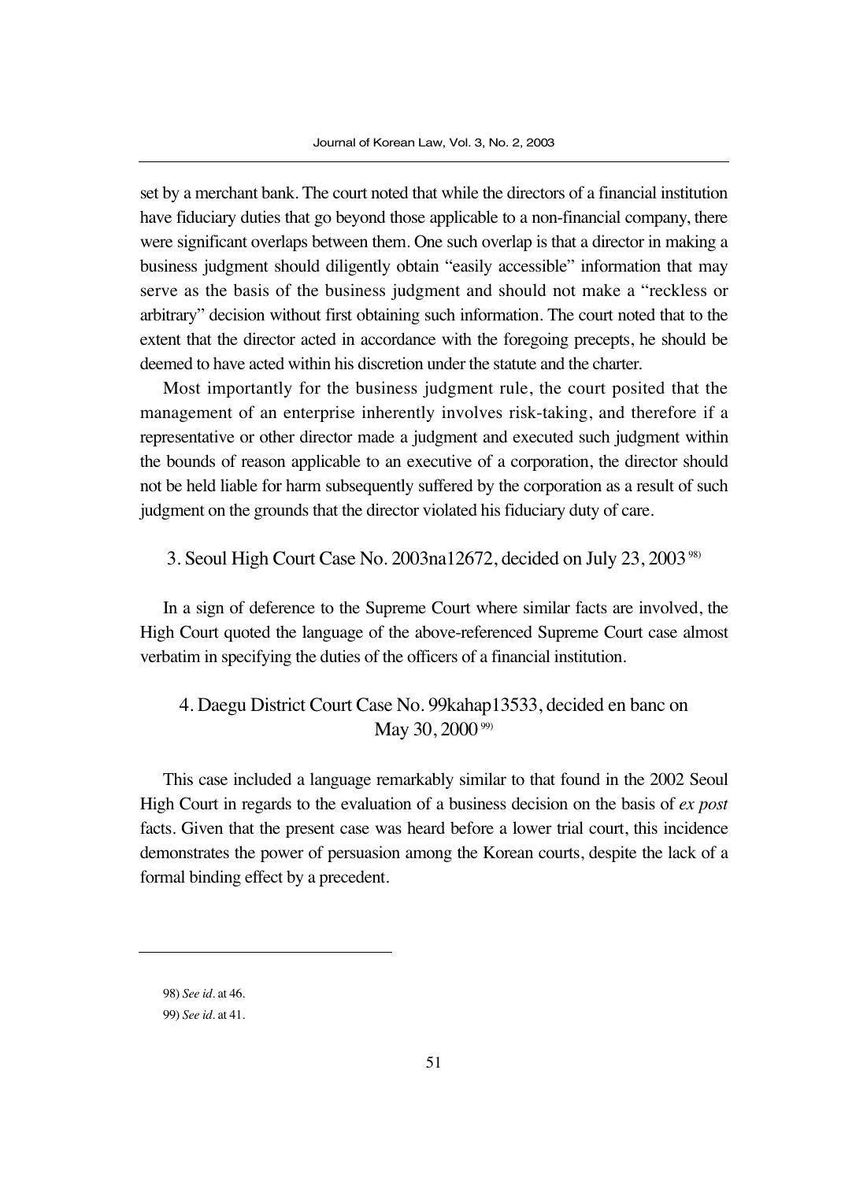set by a merchant bank. The court noted that while the directors of a financial institution have fiduciary duties that go beyond those applicable to a non-financial company, there were significant overlaps between them. One such overlap is that a director in making a business judgment should diligently obtain "easily accessible" information that may serve as the basis of the business judgment and should not make a "reckless or arbitrary" decision without first obtaining such information. The court noted that to the extent that the director acted in accordance with the foregoing precepts, he should be deemed to have acted within his discretion under the statute and the charter.

Most importantly for the business judgment rule, the court posited that the management of an enterprise inherently involves risk-taking, and therefore if a representative or other director made a judgment and executed such judgment within the bounds of reason applicable to an executive of a corporation, the director should not be held liable for harm subsequently suffered by the corporation as a result of such judgment on the grounds that the director violated his fiduciary duty of care.

### 3. Seoul High Court Case No. 2003na12672, decided on July 23, 2003[98)]

In a sign of deference to the Supreme Court where similar facts are involved, the High Court quoted the language of the above-referenced Supreme Court case almost verbatim in specifying the duties of the officers of a financial institution.

### 4. Daegu District Court Case No. 99kahap13533, decided en banc on May 30, 2000[99)]

This case included a language remarkably similar to that found in the 2002 Seoul High Court in regards to the evaluation of a business decision on the basis of *ex post* facts. Given that the present case was heard before a lower trial court, this incidence demonstrates the power of persuasion among the Korean courts, despite the lack of a formal binding effect by a precedent.

---

98) *See id*. at 46.

99) *See id*. at 41.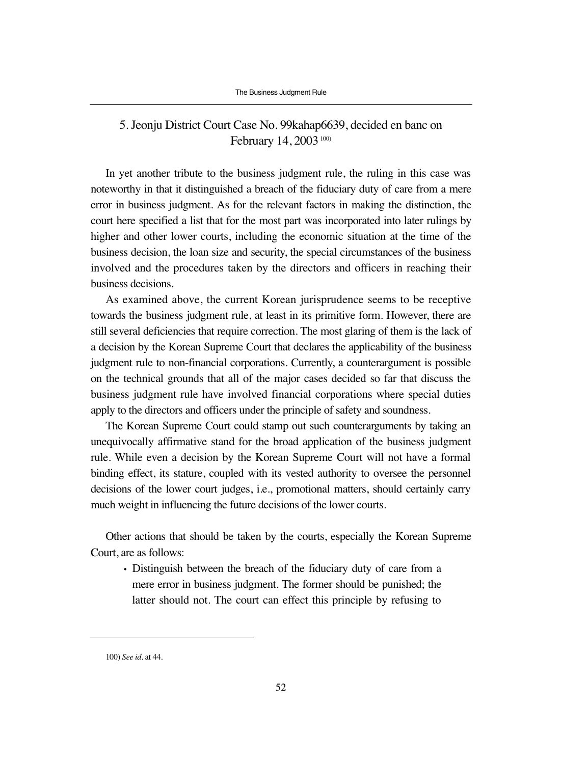## 5. Jeonju District Court Case No. 99kahap6639, decided en banc on February 14, 2003 [100]

In yet another tribute to the business judgment rule, the ruling in this case was noteworthy in that it distinguished a breach of the fiduciary duty of care from a mere error in business judgment. As for the relevant factors in making the distinction, the court here specified a list that for the most part was incorporated into later rulings by higher and other lower courts, including the economic situation at the time of the business decision, the loan size and security, the special circumstances of the business involved and the procedures taken by the directors and officers in reaching their business decisions.

As examined above, the current Korean jurisprudence seems to be receptive towards the business judgment rule, at least in its primitive form. However, there are still several deficiencies that require correction. The most glaring of them is the lack of a decision by the Korean Supreme Court that declares the applicability of the business judgment rule to non-financial corporations. Currently, a counterargument is possible on the technical grounds that all of the major cases decided so far that discuss the business judgment rule have involved financial corporations where special duties apply to the directors and officers under the principle of safety and soundness.

The Korean Supreme Court could stamp out such counterarguments by taking an unequivocally affirmative stand for the broad application of the business judgment rule. While even a decision by the Korean Supreme Court will not have a formal binding effect, its stature, coupled with its vested authority to oversee the personnel decisions of the lower court judges, i.e., promotional matters, should certainly carry much weight in influencing the future decisions of the lower courts.

Other actions that should be taken by the courts, especially the Korean Supreme Court, are as follows:

- Distinguish between the breach of the fiduciary duty of care from a mere error in business judgment. The former should be punished; the latter should not. The court can effect this principle by refusing to

---

100) *See id*. at 44.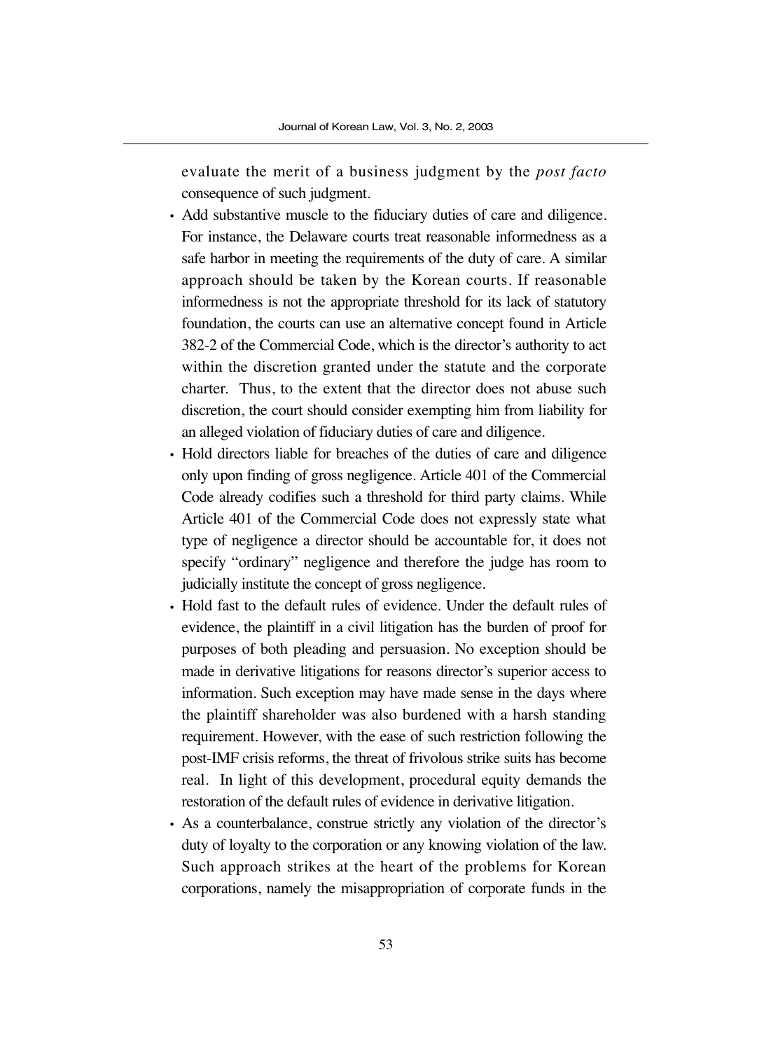evaluate the merit of a business judgment by the *post facto* consequence of such judgment.

- Add substantive muscle to the fiduciary duties of care and diligence. For instance, the Delaware courts treat reasonable informedness as a safe harbor in meeting the requirements of the duty of care. A similar approach should be taken by the Korean courts. If reasonable informedness is not the appropriate threshold for its lack of statutory foundation, the courts can use an alternative concept found in Article 382-2 of the Commercial Code, which is the director's authority to act within the discretion granted under the statute and the corporate charter. Thus, to the extent that the director does not abuse such discretion, the court should consider exempting him from liability for an alleged violation of fiduciary duties of care and diligence.
- Hold directors liable for breaches of the duties of care and diligence only upon finding of gross negligence. Article 401 of the Commercial Code already codifies such a threshold for third party claims. While Article 401 of the Commercial Code does not expressly state what type of negligence a director should be accountable for, it does not specify "ordinary" negligence and therefore the judge has room to judicially institute the concept of gross negligence.
- Hold fast to the default rules of evidence. Under the default rules of evidence, the plaintiff in a civil litigation has the burden of proof for purposes of both pleading and persuasion. No exception should be made in derivative litigations for reasons director's superior access to information. Such exception may have made sense in the days where the plaintiff shareholder was also burdened with a harsh standing requirement. However, with the ease of such restriction following the post-IMF crisis reforms, the threat of frivolous strike suits has become real. In light of this development, procedural equity demands the restoration of the default rules of evidence in derivative litigation.
- As a counterbalance, construe strictly any violation of the director's duty of loyalty to the corporation or any knowing violation of the law. Such approach strikes at the heart of the problems for Korean corporations, namely the misappropriation of corporate funds in the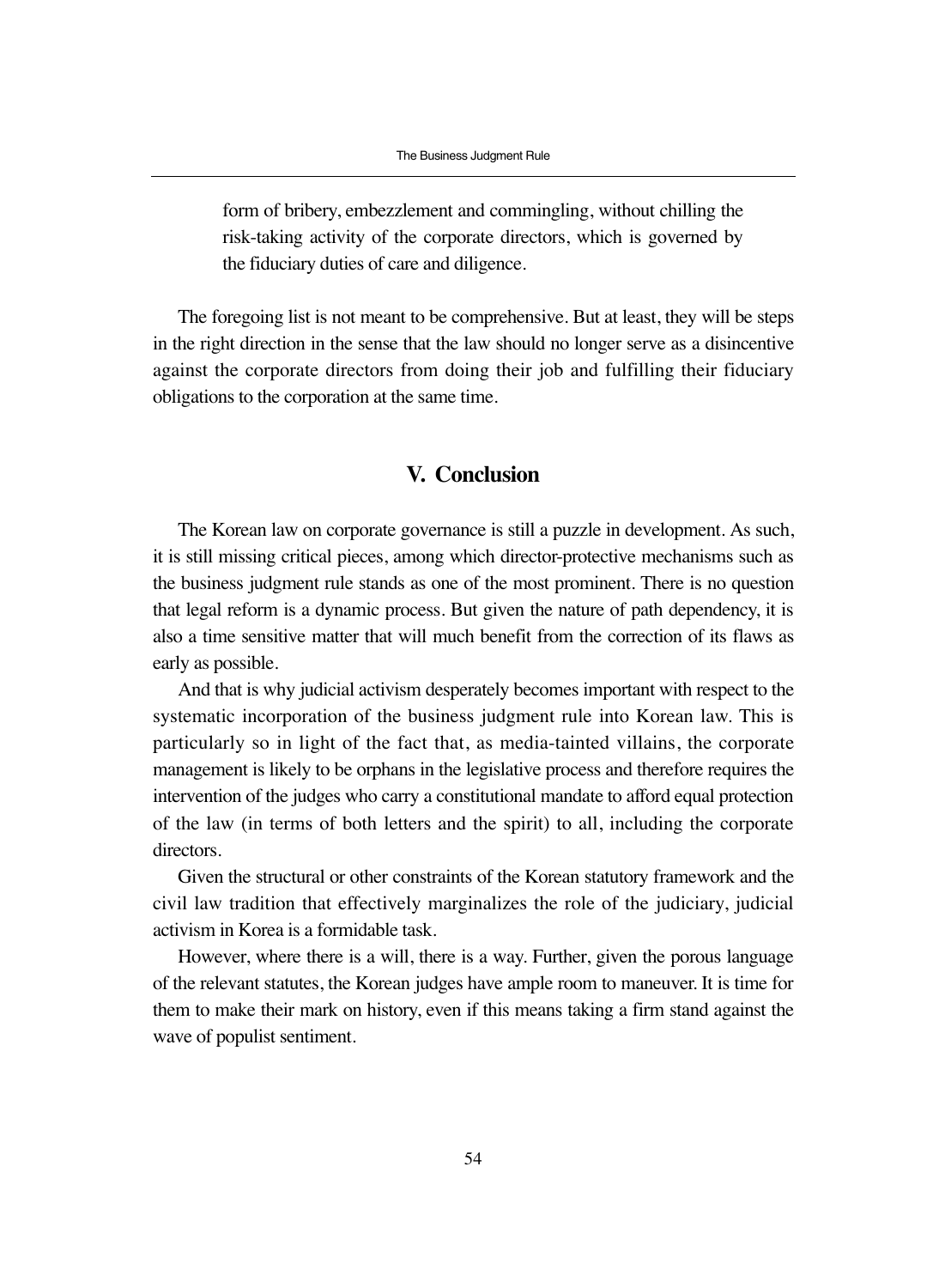form of bribery, embezzlement and commingling, without chilling the risk-taking activity of the corporate directors, which is governed by the fiduciary duties of care and diligence.

The foregoing list is not meant to be comprehensive. But at least, they will be steps in the right direction in the sense that the law should no longer serve as a disincentive against the corporate directors from doing their job and fulfilling their fiduciary obligations to the corporation at the same time.

## V. Conclusion

The Korean law on corporate governance is still a puzzle in development. As such, it is still missing critical pieces, among which director-protective mechanisms such as the business judgment rule stands as one of the most prominent. There is no question that legal reform is a dynamic process. But given the nature of path dependency, it is also a time sensitive matter that will much benefit from the correction of its flaws as early as possible.

And that is why judicial activism desperately becomes important with respect to the systematic incorporation of the business judgment rule into Korean law. This is particularly so in light of the fact that, as media-tainted villains, the corporate management is likely to be orphans in the legislative process and therefore requires the intervention of the judges who carry a constitutional mandate to afford equal protection of the law (in terms of both letters and the spirit) to all, including the corporate directors.

Given the structural or other constraints of the Korean statutory framework and the civil law tradition that effectively marginalizes the role of the judiciary, judicial activism in Korea is a formidable task.

However, where there is a will, there is a way. Further, given the porous language of the relevant statutes, the Korean judges have ample room to maneuver. It is time for them to make their mark on history, even if this means taking a firm stand against the wave of populist sentiment.